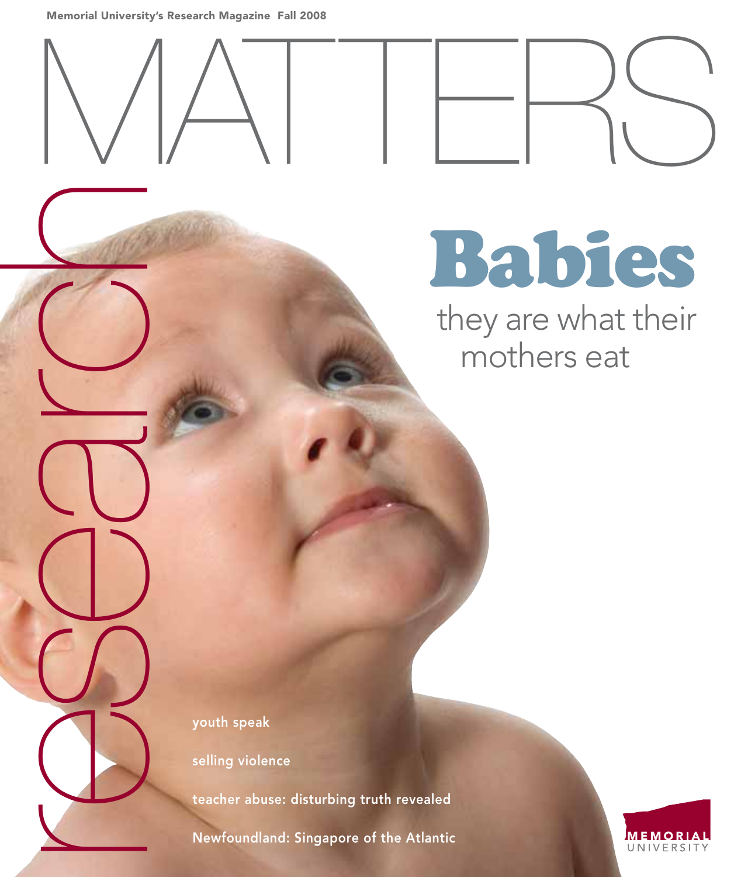Memorial University's Research Magazine Fall 2008

# research MATTERS

## Babies

they are what their mothers eat

youth speak

selling violence

teacher abuse: disturbing truth revealed

Newfoundland: Singapore of the Atlantic

MEMORIAL UNIVERSITY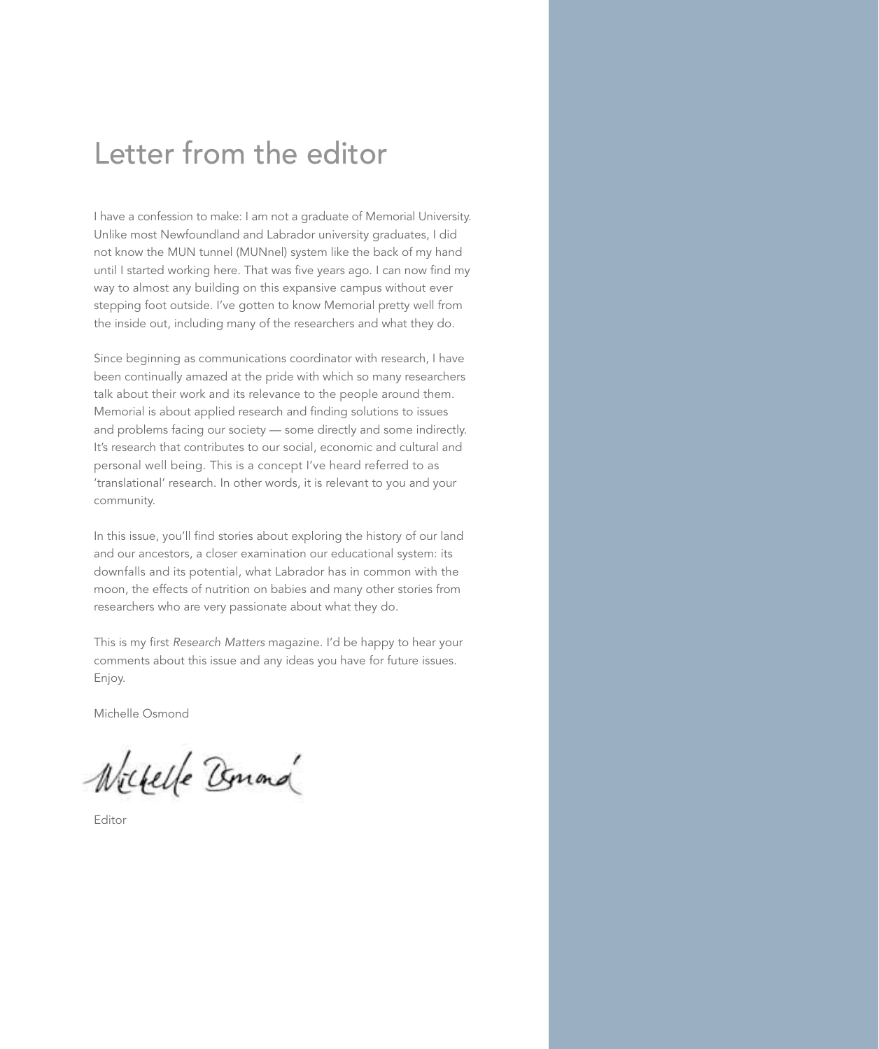# Letter from the editor

I have a confession to make: I am not a graduate of Memorial University. Unlike most Newfoundland and Labrador university graduates, I did not know the MUN tunnel (MUNnel) system like the back of my hand until I started working here. That was five years ago. I can now find my way to almost any building on this expansive campus without ever stepping foot outside. I've gotten to know Memorial pretty well from the inside out, including many of the researchers and what they do.

Since beginning as communications coordinator with research, I have been continually amazed at the pride with which so many researchers talk about their work and its relevance to the people around them. Memorial is about applied research and finding solutions to issues and problems facing our society — some directly and some indirectly. It's research that contributes to our social, economic and cultural and personal well being. This is a concept I've heard referred to as 'translational' research. In other words, it is relevant to you and your community.

In this issue, you'll find stories about exploring the history of our land and our ancestors, a closer examination our educational system: its downfalls and its potential, what Labrador has in common with the moon, the effects of nutrition on babies and many other stories from researchers who are very passionate about what they do.

This is my first *Research Matters* magazine. I'd be happy to hear your comments about this issue and any ideas you have for future issues. Enjoy.

Michelle Osmond

Editor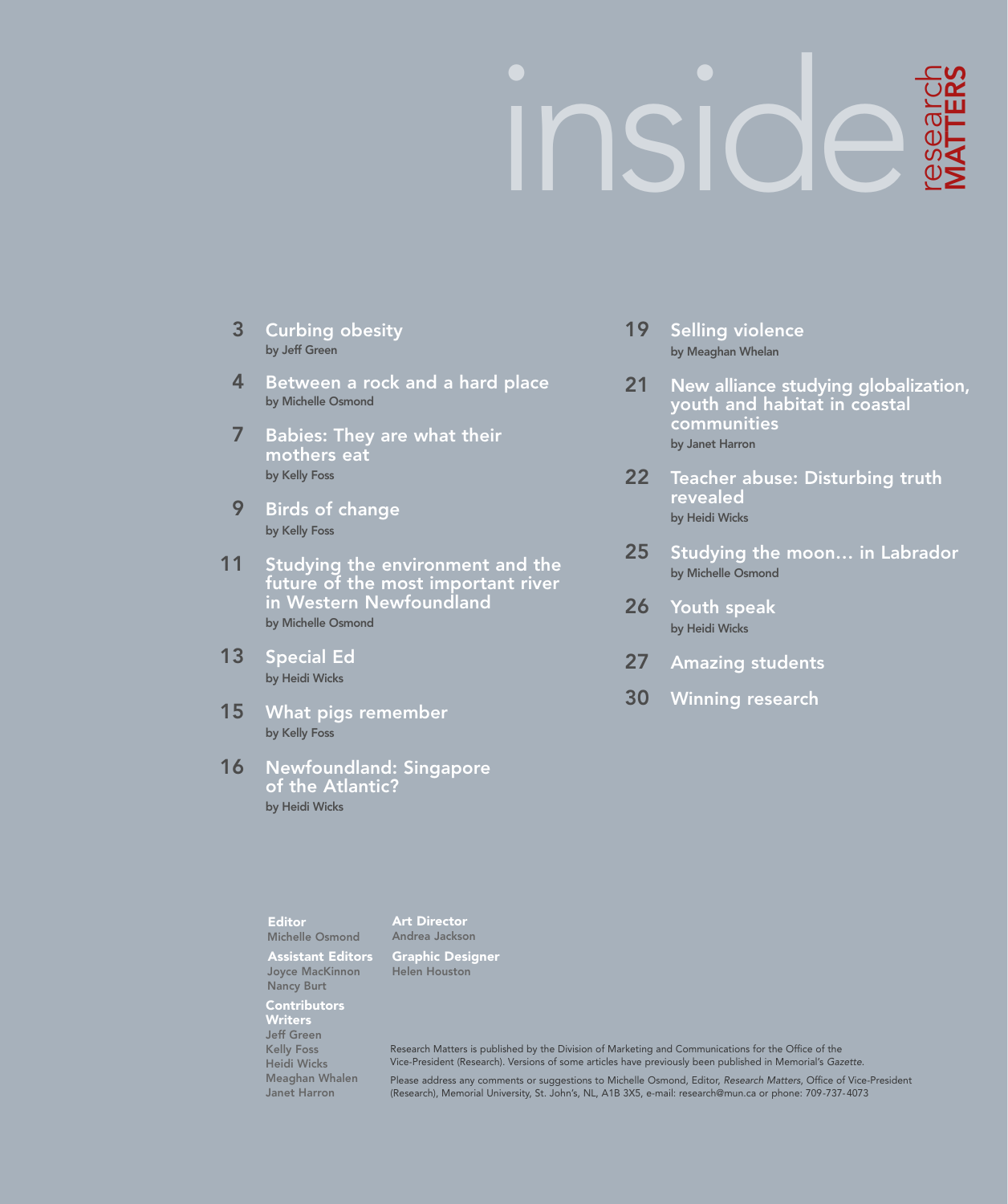# inside

research **MATTERS**

- **3** Curbing obesity
  by Jeff Green
- **4** Between a rock and a hard place
  by Michelle Osmond
- **7** Babies: They are what their mothers eat
  by Kelly Foss
- **9** Birds of change
  by Kelly Foss
- **11** Studying the environment and the future of the most important river in Western Newfoundland
  by Michelle Osmond
- **13** Special Ed
  by Heidi Wicks
- **15** What pigs remember
  by Kelly Foss
- **16** Newfoundland: Singapore of the Atlantic?
  by Heidi Wicks
- **19** Selling violence
  by Meaghan Whelan
- **21** New alliance studying globalization, youth and habitat in coastal communities
  by Janet Harron
- **22** Teacher abuse: Disturbing truth revealed
  by Heidi Wicks
- **25** Studying the moon… in Labrador
  by Michelle Osmond
- **26** Youth speak
  by Heidi Wicks
- **27** Amazing students
- **30** Winning research

**Editor**
Michelle Osmond

**Assistant Editors**
Joyce MacKinnon
Nancy Burt

**Contributors**
**Writers**
Jeff Green
Kelly Foss
Heidi Wicks
Meaghan Whalen
Janet Harron

**Art Director**
Andrea Jackson

**Graphic Designer**
Helen Houston

Research Matters is published by the Division of Marketing and Communications for the Office of the Vice-President (Research). Versions of some articles have previously been published in Memorial's *Gazette*.

Please address any comments or suggestions to Michelle Osmond, Editor, *Research Matters*, Office of Vice-President (Research), Memorial University, St. John's, NL, A1B 3X5, e-mail: research@mun.ca or phone: 709-737-4073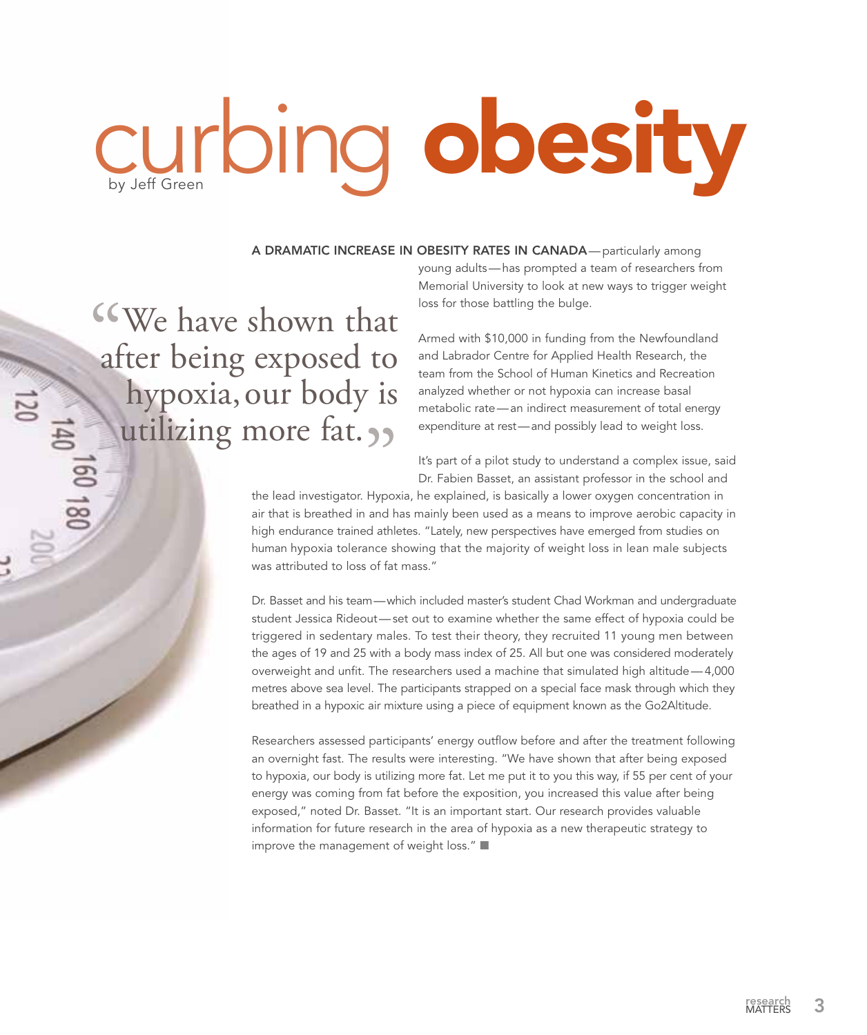# curbing obesity

by Jeff Green

> "We have shown that after being exposed to hypoxia, our body is utilizing more fat."

**A DRAMATIC INCREASE IN OBESITY RATES IN CANADA**—particularly among young adults—has prompted a team of researchers from Memorial University to look at new ways to trigger weight loss for those battling the bulge.

Armed with $10,000 in funding from the Newfoundland and Labrador Centre for Applied Health Research, the team from the School of Human Kinetics and Recreation analyzed whether or not hypoxia can increase basal metabolic rate—an indirect measurement of total energy expenditure at rest—and possibly lead to weight loss.

It's part of a pilot study to understand a complex issue, said Dr. Fabien Basset, an assistant professor in the school and the lead investigator. Hypoxia, he explained, is basically a lower oxygen concentration in air that is breathed in and has mainly been used as a means to improve aerobic capacity in high endurance trained athletes. "Lately, new perspectives have emerged from studies on human hypoxia tolerance showing that the majority of weight loss in lean male subjects was attributed to loss of fat mass."

Dr. Basset and his team—which included master's student Chad Workman and undergraduate student Jessica Rideout—set out to examine whether the same effect of hypoxia could be triggered in sedentary males. To test their theory, they recruited 11 young men between the ages of 19 and 25 with a body mass index of 25. All but one was considered moderately overweight and unfit. The researchers used a machine that simulated high altitude—4,000 metres above sea level. The participants strapped on a special face mask through which they breathed in a hypoxic air mixture using a piece of equipment known as the Go2Altitude.

Researchers assessed participants' energy outflow before and after the treatment following an overnight fast. The results were interesting. "We have shown that after being exposed to hypoxia, our body is utilizing more fat. Let me put it to you this way, if 55 per cent of your energy was coming from fat before the exposition, you increased this value after being exposed," noted Dr. Basset. "It is an important start. Our research provides valuable information for future research in the area of hypoxia as a new therapeutic strategy to improve the management of weight loss." ■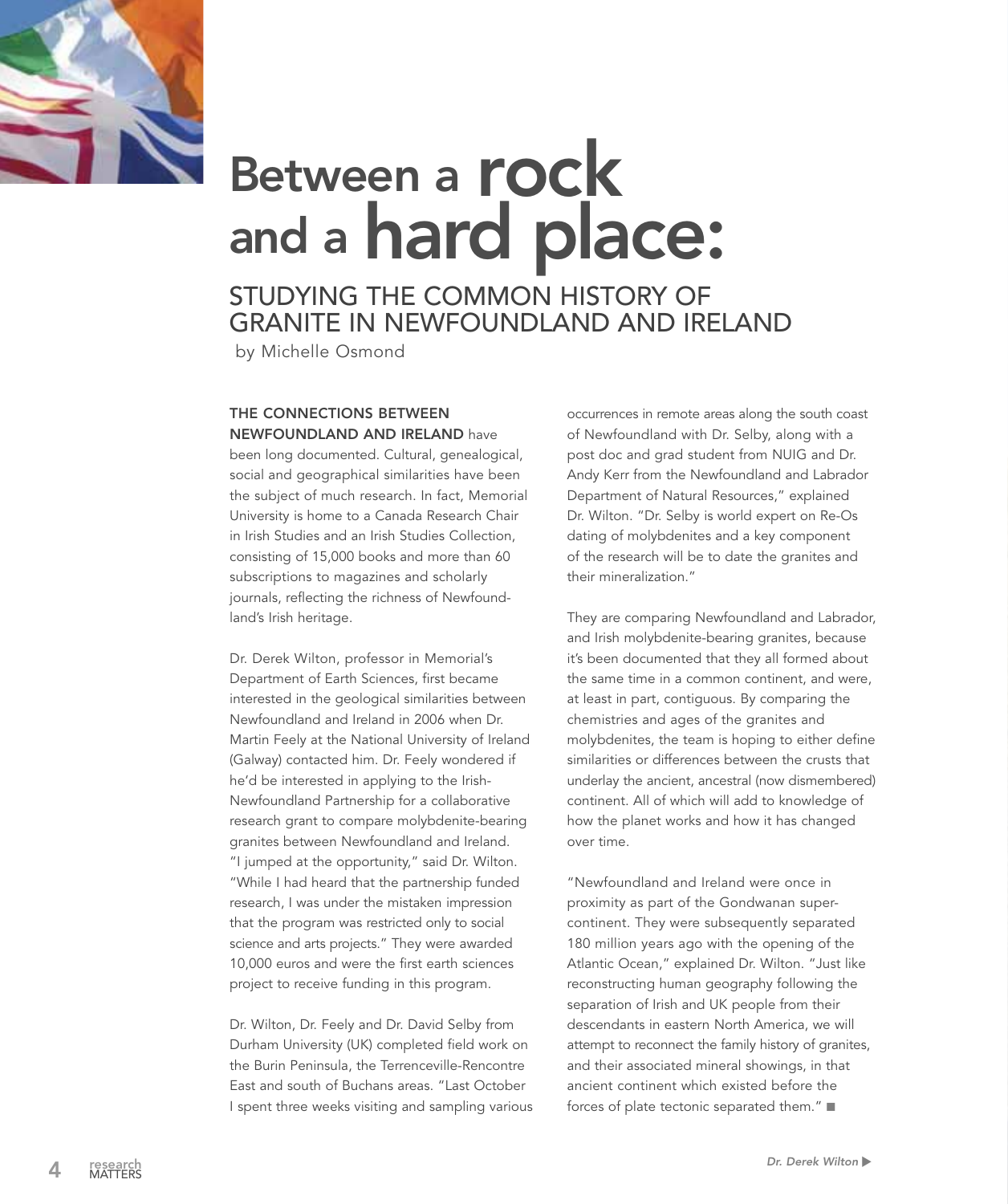# Between a rock and a hard place:

## STUDYING THE COMMON HISTORY OF GRANITE IN NEWFOUNDLAND AND IRELAND

by Michelle Osmond

**THE CONNECTIONS BETWEEN NEWFOUNDLAND AND IRELAND** have been long documented. Cultural, genealogical, social and geographical similarities have been the subject of much research. In fact, Memorial University is home to a Canada Research Chair in Irish Studies and an Irish Studies Collection, consisting of 15,000 books and more than 60 subscriptions to magazines and scholarly journals, reflecting the richness of Newfoundland's Irish heritage.

Dr. Derek Wilton, professor in Memorial's Department of Earth Sciences, first became interested in the geological similarities between Newfoundland and Ireland in 2006 when Dr. Martin Feely at the National University of Ireland (Galway) contacted him. Dr. Feely wondered if he'd be interested in applying to the Irish-Newfoundland Partnership for a collaborative research grant to compare molybdenite-bearing granites between Newfoundland and Ireland. "I jumped at the opportunity," said Dr. Wilton. "While I had heard that the partnership funded research, I was under the mistaken impression that the program was restricted only to social science and arts projects." They were awarded 10,000 euros and were the first earth sciences project to receive funding in this program.

Dr. Wilton, Dr. Feely and Dr. David Selby from Durham University (UK) completed field work on the Burin Peninsula, the Terrenceville-Rencontre East and south of Buchans areas. "Last October I spent three weeks visiting and sampling various occurrences in remote areas along the south coast of Newfoundland with Dr. Selby, along with a post doc and grad student from NUIG and Dr. Andy Kerr from the Newfoundland and Labrador Department of Natural Resources," explained Dr. Wilton. "Dr. Selby is world expert on Re-Os dating of molybdenites and a key component of the research will be to date the granites and their mineralization."

They are comparing Newfoundland and Labrador, and Irish molybdenite-bearing granites, because it's been documented that they all formed about the same time in a common continent, and were, at least in part, contiguous. By comparing the chemistries and ages of the granites and molybdenites, the team is hoping to either define similarities or differences between the crusts that underlay the ancient, ancestral (now dismembered) continent. All of which will add to knowledge of how the planet works and how it has changed over time.

"Newfoundland and Ireland were once in proximity as part of the Gondwanan super-continent. They were subsequently separated 180 million years ago with the opening of the Atlantic Ocean," explained Dr. Wilton. "Just like reconstructing human geography following the separation of Irish and UK people from their descendants in eastern North America, we will attempt to reconnect the family history of granites, and their associated mineral showings, in that ancient continent which existed before the forces of plate tectonic separated them." ■

*Dr. Derek Wilton* ▶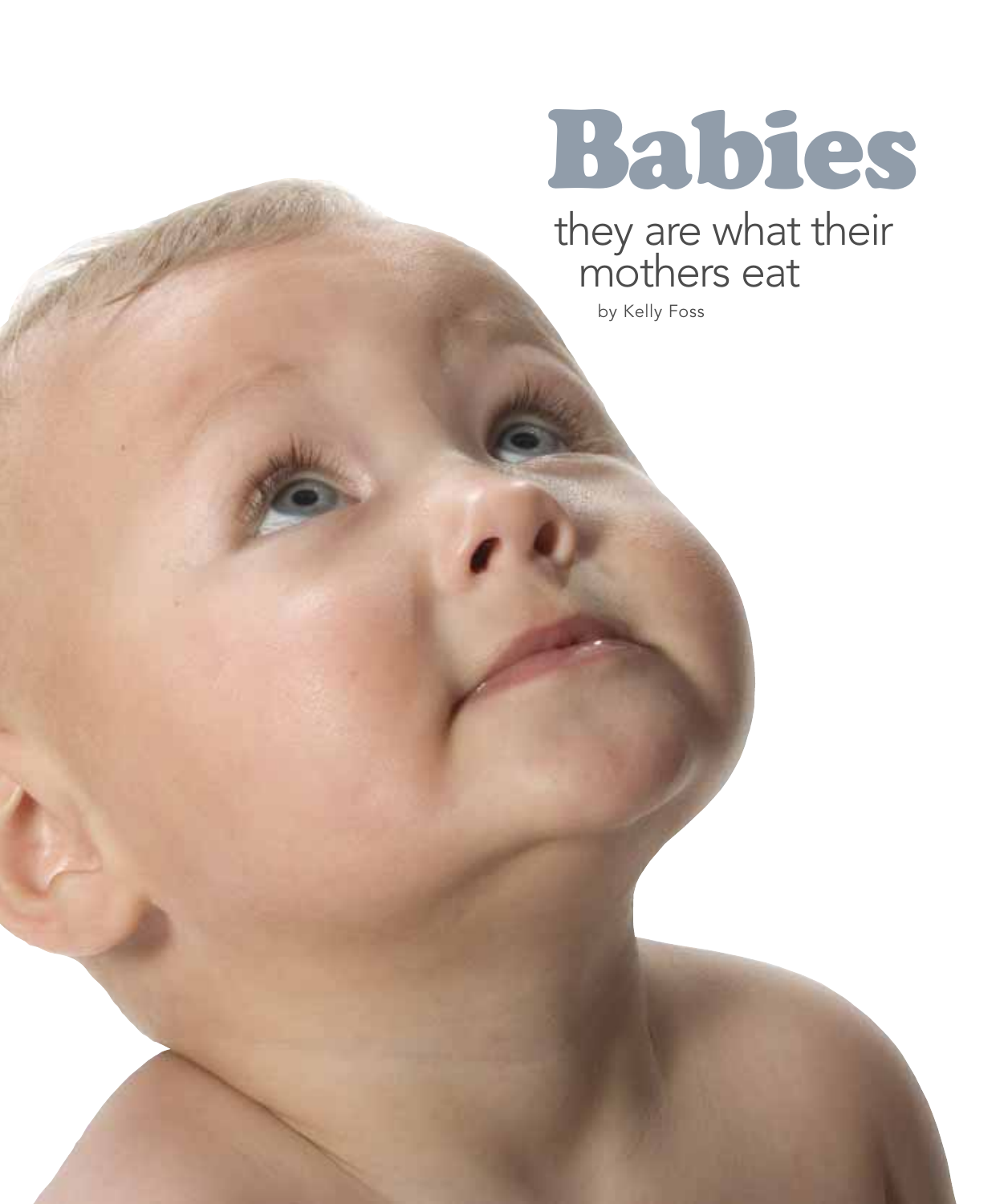# Babies

## they are what their mothers eat

by Kelly Foss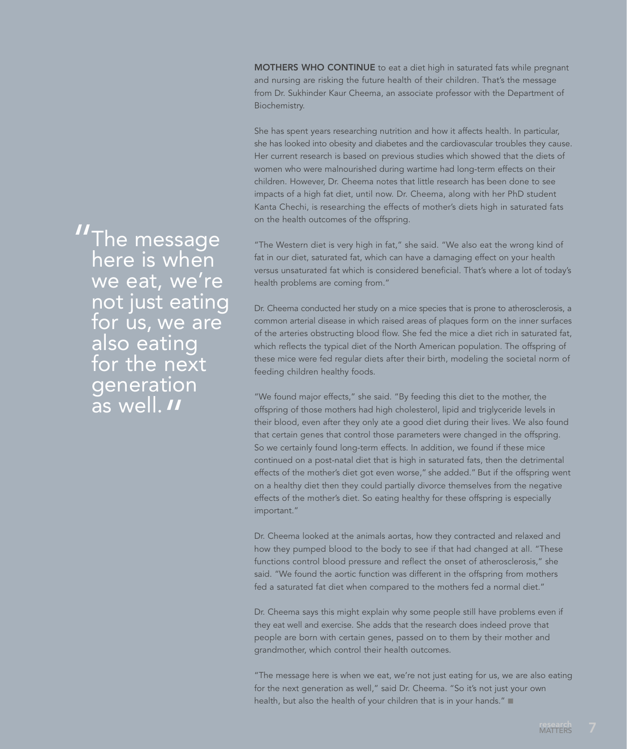> "The message here is when we eat, we're not just eating for us, we are also eating for the next generation as well."

**MOTHERS WHO CONTINUE** to eat a diet high in saturated fats while pregnant and nursing are risking the future health of their children. That's the message from Dr. Sukhinder Kaur Cheema, an associate professor with the Department of Biochemistry.

She has spent years researching nutrition and how it affects health. In particular, she has looked into obesity and diabetes and the cardiovascular troubles they cause. Her current research is based on previous studies which showed that the diets of women who were malnourished during wartime had long-term effects on their children. However, Dr. Cheema notes that little research has been done to see impacts of a high fat diet, until now. Dr. Cheema, along with her PhD student Kanta Chechi, is researching the effects of mother's diets high in saturated fats on the health outcomes of the offspring.

"The Western diet is very high in fat," she said. "We also eat the wrong kind of fat in our diet, saturated fat, which can have a damaging effect on your health versus unsaturated fat which is considered beneficial. That's where a lot of today's health problems are coming from."

Dr. Cheema conducted her study on a mice species that is prone to atherosclerosis, a common arterial disease in which raised areas of plaques form on the inner surfaces of the arteries obstructing blood flow. She fed the mice a diet rich in saturated fat, which reflects the typical diet of the North American population. The offspring of these mice were fed regular diets after their birth, modeling the societal norm of feeding children healthy foods.

"We found major effects," she said. "By feeding this diet to the mother, the offspring of those mothers had high cholesterol, lipid and triglyceride levels in their blood, even after they only ate a good diet during their lives. We also found that certain genes that control those parameters were changed in the offspring. So we certainly found long-term effects. In addition, we found if these mice continued on a post-natal diet that is high in saturated fats, then the detrimental effects of the mother's diet got even worse," she added." But if the offspring went on a healthy diet then they could partially divorce themselves from the negative effects of the mother's diet. So eating healthy for these offspring is especially important."

Dr. Cheema looked at the animals aortas, how they contracted and relaxed and how they pumped blood to the body to see if that had changed at all. "These functions control blood pressure and reflect the onset of atherosclerosis," she said. "We found the aortic function was different in the offspring from mothers fed a saturated fat diet when compared to the mothers fed a normal diet."

Dr. Cheema says this might explain why some people still have problems even if they eat well and exercise. She adds that the research does indeed prove that people are born with certain genes, passed on to them by their mother and grandmother, which control their health outcomes.

"The message here is when we eat, we're not just eating for us, we are also eating for the next generation as well," said Dr. Cheema. "So it's not just your own health, but also the health of your children that is in your hands." ■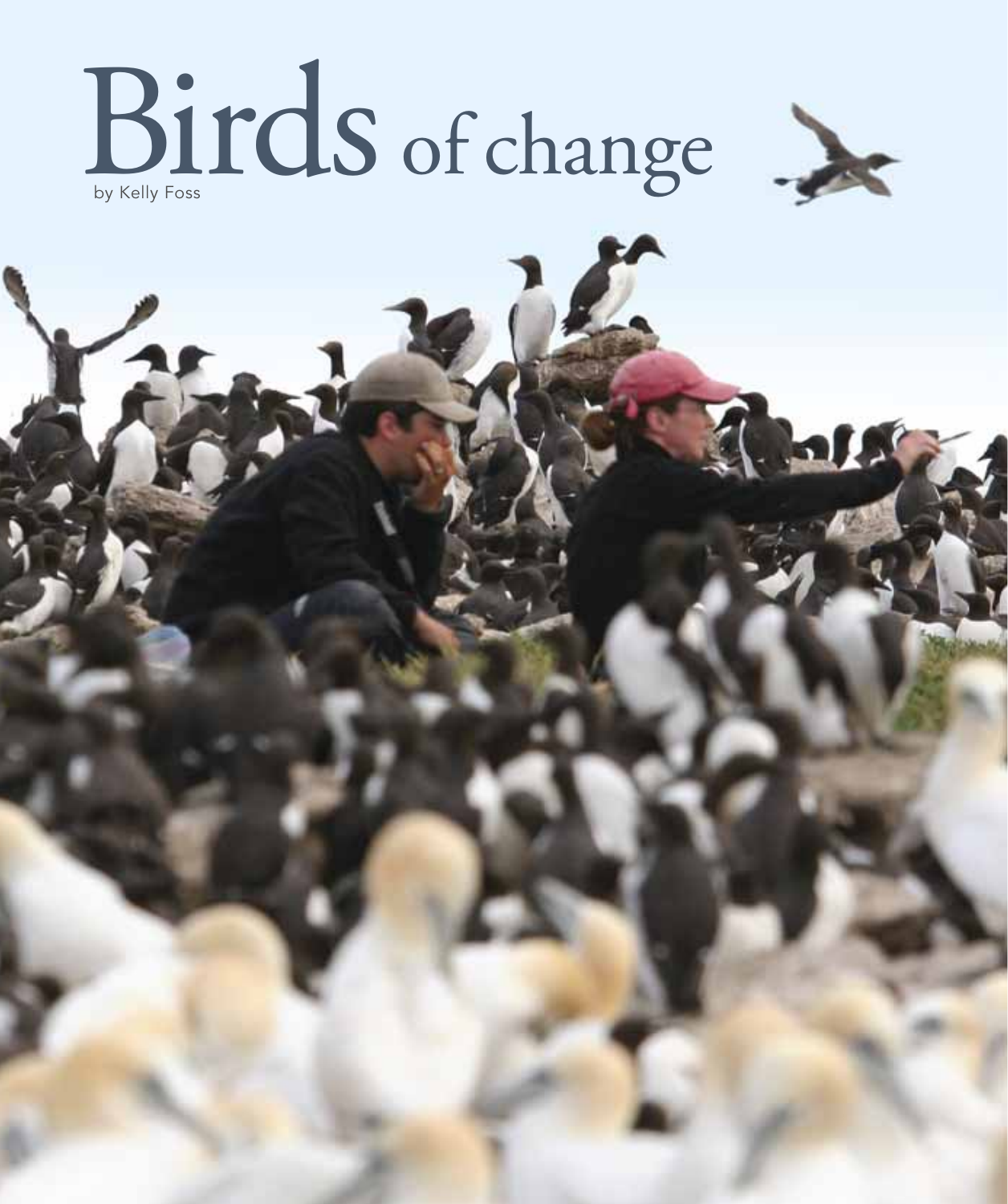# Birds of change

by Kelly Foss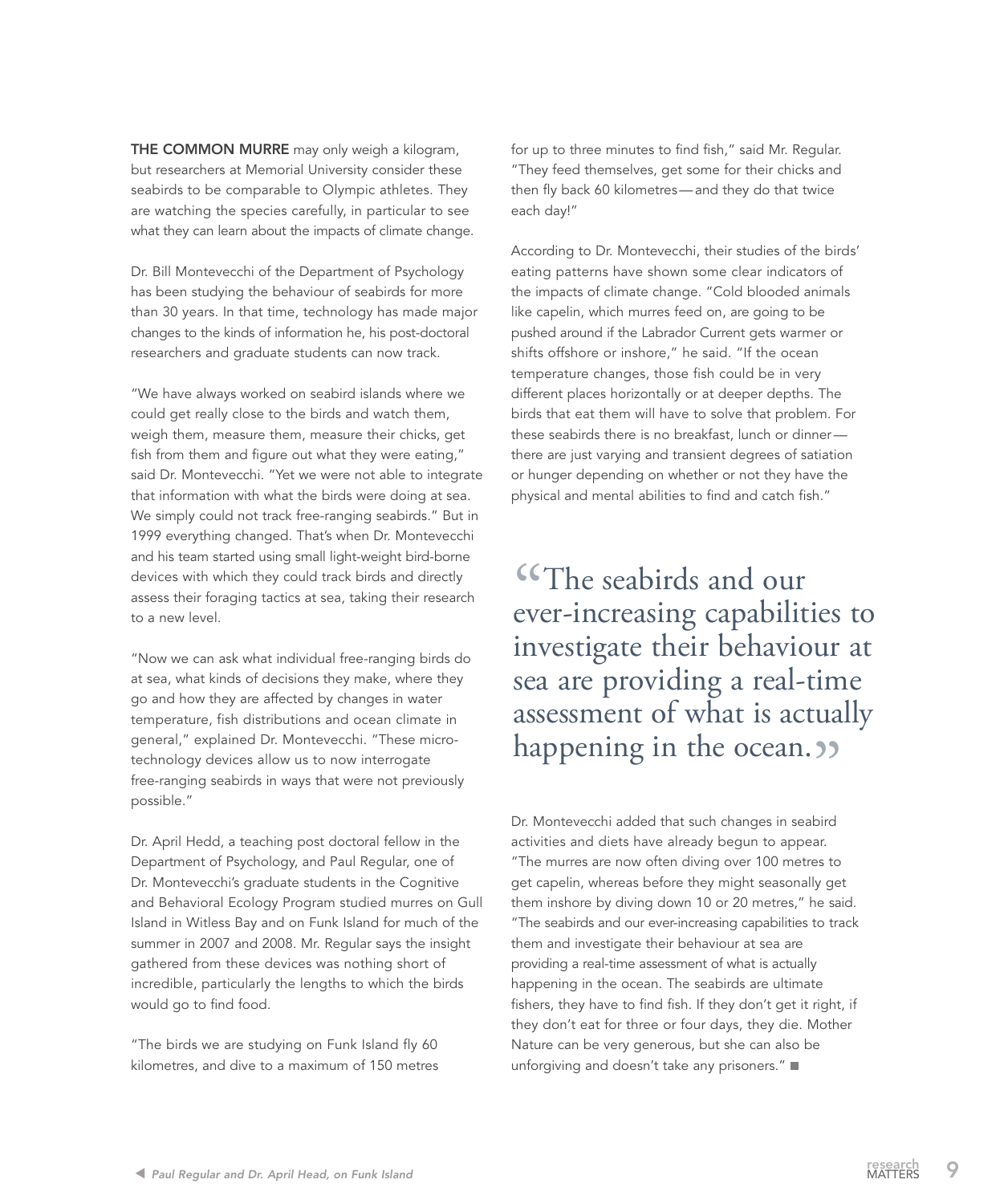**THE COMMON MURRE** may only weigh a kilogram, but researchers at Memorial University consider these seabirds to be comparable to Olympic athletes. They are watching the species carefully, in particular to see what they can learn about the impacts of climate change.

Dr. Bill Montevecchi of the Department of Psychology has been studying the behaviour of seabirds for more than 30 years. In that time, technology has made major changes to the kinds of information he, his post-doctoral researchers and graduate students can now track.

"We have always worked on seabird islands where we could get really close to the birds and watch them, weigh them, measure them, measure their chicks, get fish from them and figure out what they were eating," said Dr. Montevecchi. "Yet we were not able to integrate that information with what the birds were doing at sea. We simply could not track free-ranging seabirds." But in 1999 everything changed. That's when Dr. Montevecchi and his team started using small light-weight bird-borne devices with which they could track birds and directly assess their foraging tactics at sea, taking their research to a new level.

"Now we can ask what individual free-ranging birds do at sea, what kinds of decisions they make, where they go and how they are affected by changes in water temperature, fish distributions and ocean climate in general," explained Dr. Montevecchi. "These micro-technology devices allow us to now interrogate free-ranging seabirds in ways that were not previously possible."

Dr. April Hedd, a teaching post doctoral fellow in the Department of Psychology, and Paul Regular, one of Dr. Montevecchi's graduate students in the Cognitive and Behavioral Ecology Program studied murres on Gull Island in Witless Bay and on Funk Island for much of the summer in 2007 and 2008. Mr. Regular says the insight gathered from these devices was nothing short of incredible, particularly the lengths to which the birds would go to find food.

"The birds we are studying on Funk Island fly 60 kilometres, and dive to a maximum of 150 metres for up to three minutes to find fish," said Mr. Regular. "They feed themselves, get some for their chicks and then fly back 60 kilometres—and they do that twice each day!"

According to Dr. Montevecchi, their studies of the birds' eating patterns have shown some clear indicators of the impacts of climate change. "Cold blooded animals like capelin, which murres feed on, are going to be pushed around if the Labrador Current gets warmer or shifts offshore or inshore," he said. "If the ocean temperature changes, those fish could be in very different places horizontally or at deeper depths. The birds that eat them will have to solve that problem. For these seabirds there is no breakfast, lunch or dinner—there are just varying and transient degrees of satiation or hunger depending on whether or not they have the physical and mental abilities to find and catch fish."

> "The seabirds and our ever-increasing capabilities to investigate their behaviour at sea are providing a real-time assessment of what is actually happening in the ocean."

Dr. Montevecchi added that such changes in seabird activities and diets have already begun to appear. "The murres are now often diving over 100 metres to get capelin, whereas before they might seasonally get them inshore by diving down 10 or 20 metres," he said. "The seabirds and our ever-increasing capabilities to track them and investigate their behaviour at sea are providing a real-time assessment of what is actually happening in the ocean. The seabirds are ultimate fishers, they have to find fish. If they don't get it right, if they don't eat for three or four days, they die. Mother Nature can be very generous, but she can also be unforgiving and doesn't take any prisoners." ■

◀ *Paul Regular and Dr. April Head, on Funk Island*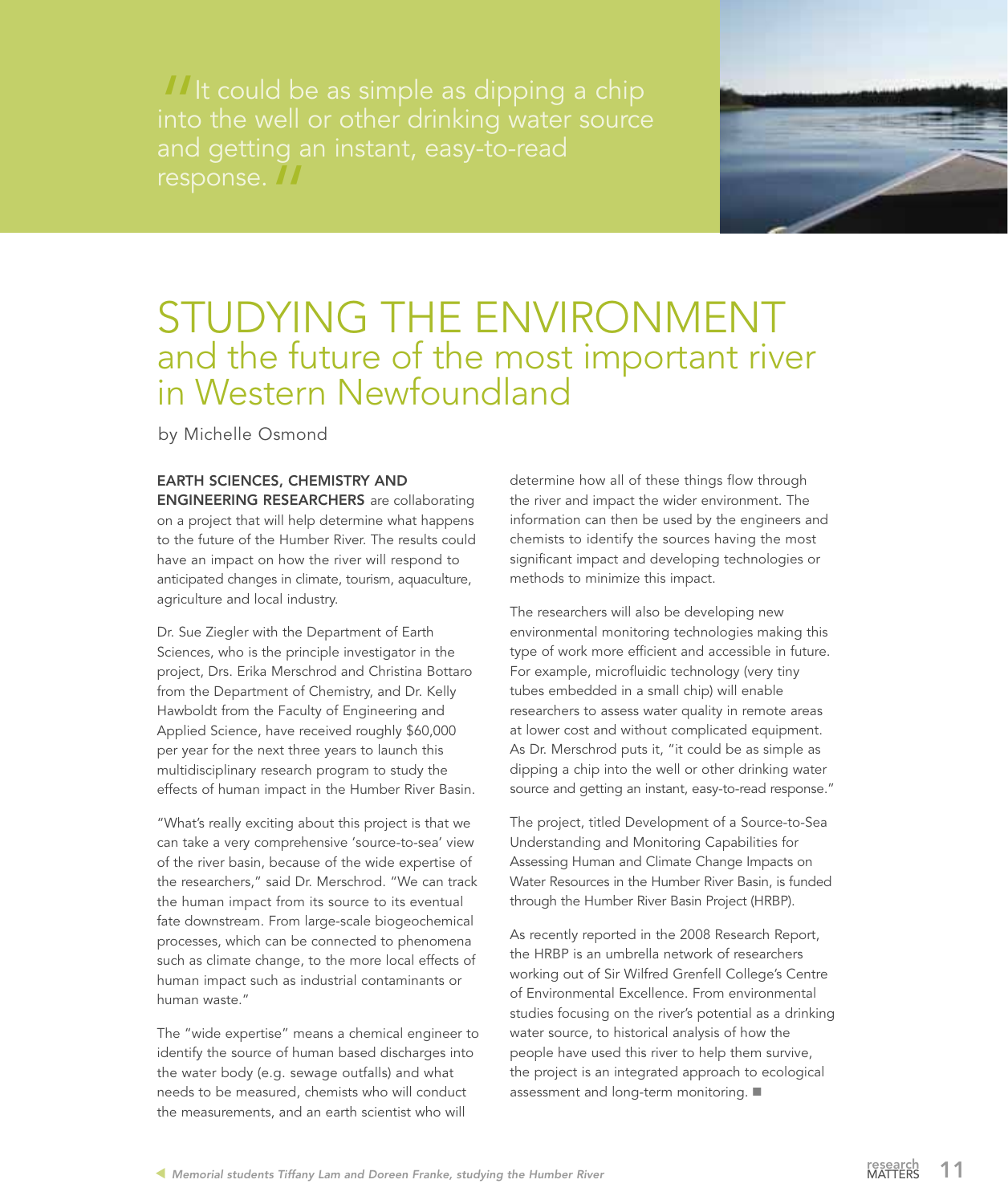"It could be as simple as dipping a chip into the well or other drinking water source and getting an instant, easy-to-read response."

# STUDYING THE ENVIRONMENT
## and the future of the most important river in Western Newfoundland

by Michelle Osmond

**EARTH SCIENCES, CHEMISTRY AND ENGINEERING RESEARCHERS** are collaborating on a project that will help determine what happens to the future of the Humber River. The results could have an impact on how the river will respond to anticipated changes in climate, tourism, aquaculture, agriculture and local industry.

Dr. Sue Ziegler with the Department of Earth Sciences, who is the principle investigator in the project, Drs. Erika Merschrod and Christina Bottaro from the Department of Chemistry, and Dr. Kelly Hawboldt from the Faculty of Engineering and Applied Science, have received roughly $60,000 per year for the next three years to launch this multidisciplinary research program to study the effects of human impact in the Humber River Basin.

"What's really exciting about this project is that we can take a very comprehensive 'source-to-sea' view of the river basin, because of the wide expertise of the researchers," said Dr. Merschrod. "We can track the human impact from its source to its eventual fate downstream. From large-scale biogeochemical processes, which can be connected to phenomena such as climate change, to the more local effects of human impact such as industrial contaminants or human waste."

The "wide expertise" means a chemical engineer to identify the source of human based discharges into the water body (e.g. sewage outfalls) and what needs to be measured, chemists who will conduct the measurements, and an earth scientist who will determine how all of these things flow through the river and impact the wider environment. The information can then be used by the engineers and chemists to identify the sources having the most significant impact and developing technologies or methods to minimize this impact.

The researchers will also be developing new environmental monitoring technologies making this type of work more efficient and accessible in future. For example, microfluidic technology (very tiny tubes embedded in a small chip) will enable researchers to assess water quality in remote areas at lower cost and without complicated equipment. As Dr. Merschrod puts it, "it could be as simple as dipping a chip into the well or other drinking water source and getting an instant, easy-to-read response."

The project, titled Development of a Source-to-Sea Understanding and Monitoring Capabilities for Assessing Human and Climate Change Impacts on Water Resources in the Humber River Basin, is funded through the Humber River Basin Project (HRBP).

As recently reported in the 2008 Research Report, the HRBP is an umbrella network of researchers working out of Sir Wilfred Grenfell College's Centre of Environmental Excellence. From environmental studies focusing on the river's potential as a drinking water source, to historical analysis of how the people have used this river to help them survive, the project is an integrated approach to ecological assessment and long-term monitoring. ■

*Memorial students Tiffany Lam and Doreen Franke, studying the Humber River*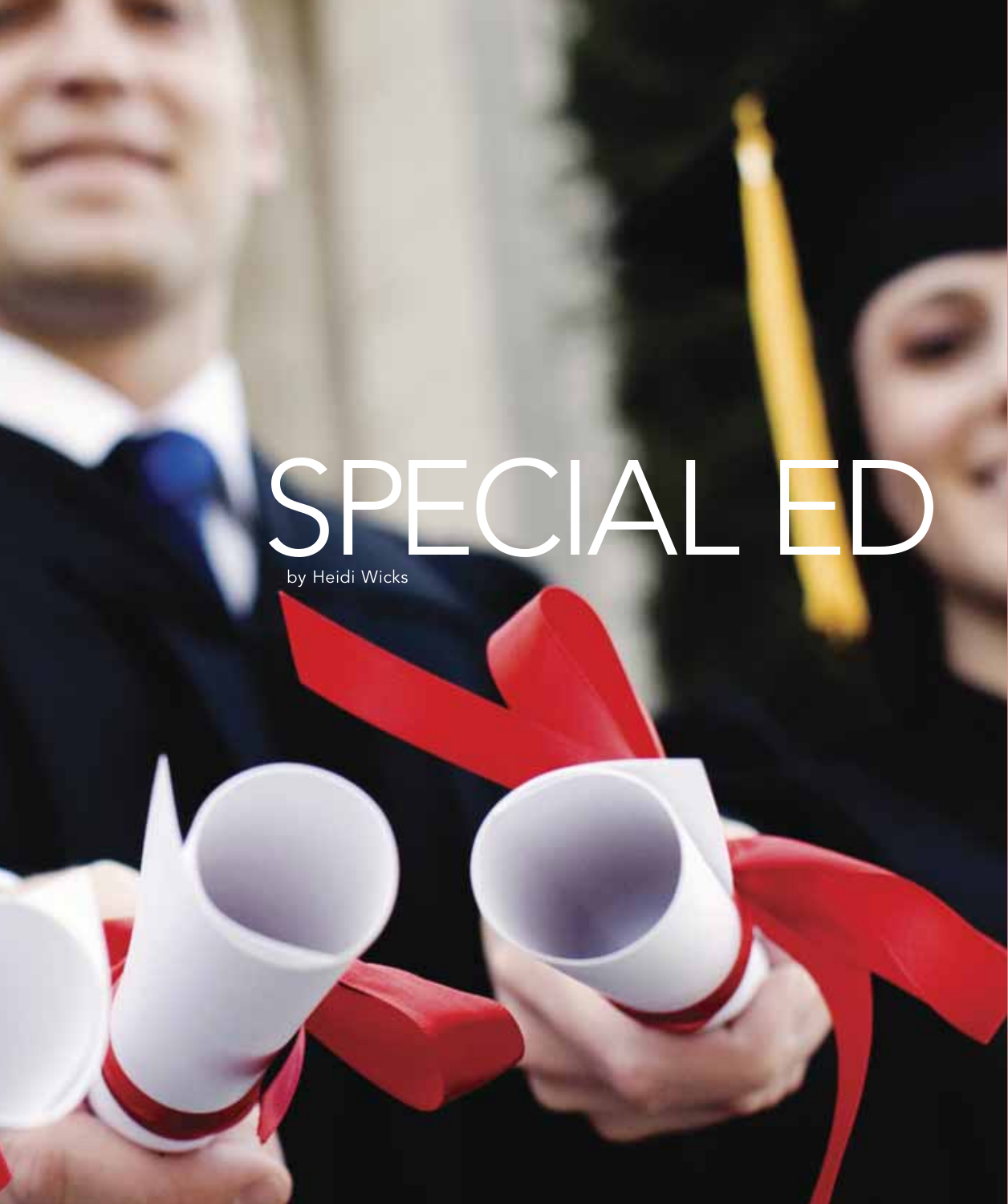# SPECIAL ED

by Heidi Wicks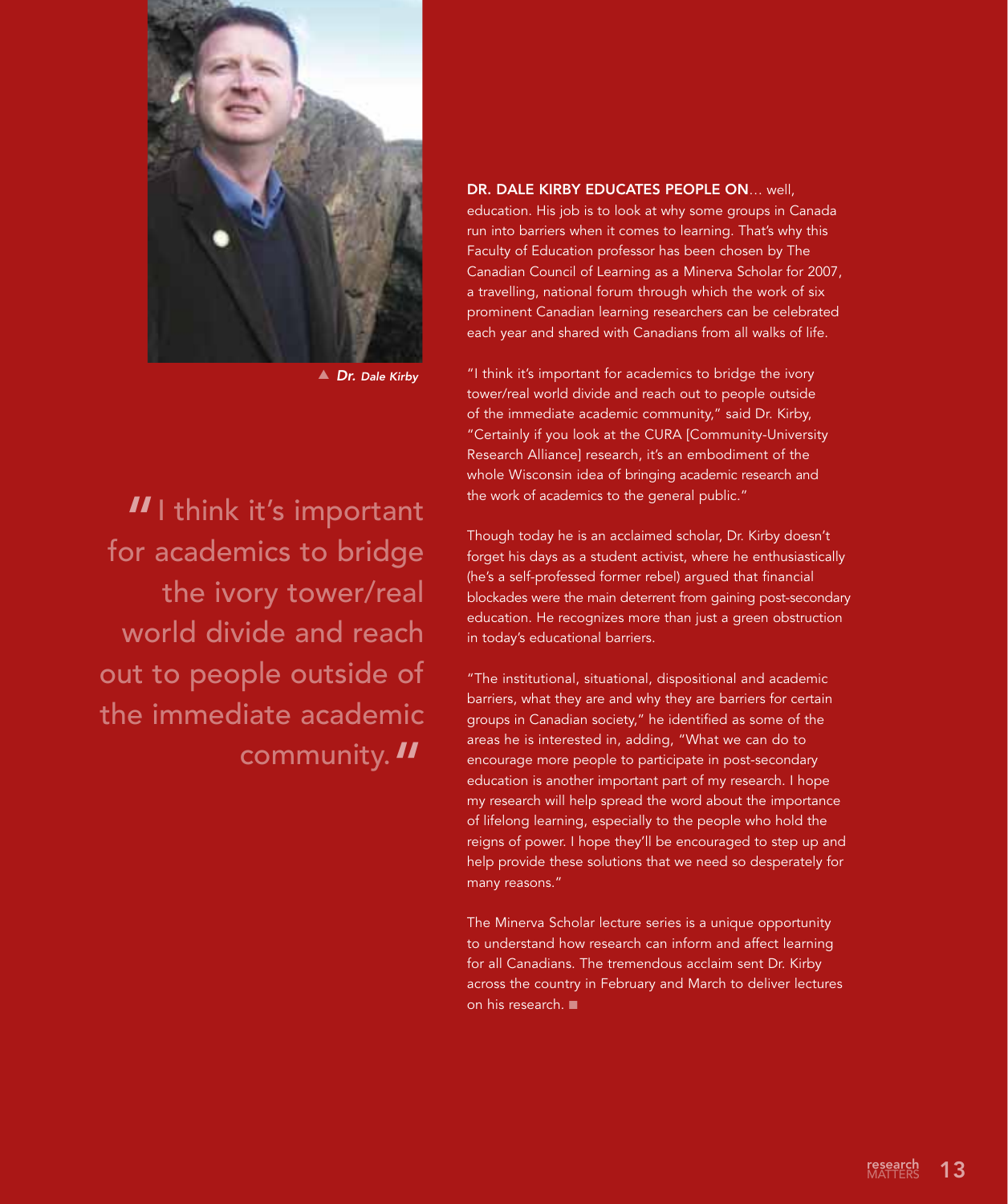▲ *Dr. Dale Kirby*

> "I think it's important for academics to bridge the ivory tower/real world divide and reach out to people outside of the immediate academic community."

**DR. DALE KIRBY EDUCATES PEOPLE ON**… well, education. His job is to look at why some groups in Canada run into barriers when it comes to learning. That's why this Faculty of Education professor has been chosen by The Canadian Council of Learning as a Minerva Scholar for 2007, a travelling, national forum through which the work of six prominent Canadian learning researchers can be celebrated each year and shared with Canadians from all walks of life.

"I think it's important for academics to bridge the ivory tower/real world divide and reach out to people outside of the immediate academic community," said Dr. Kirby, "Certainly if you look at the CURA [Community-University Research Alliance] research, it's an embodiment of the whole Wisconsin idea of bringing academic research and the work of academics to the general public."

Though today he is an acclaimed scholar, Dr. Kirby doesn't forget his days as a student activist, where he enthusiastically (he's a self-professed former rebel) argued that financial blockades were the main deterrent from gaining post-secondary education. He recognizes more than just a green obstruction in today's educational barriers.

"The institutional, situational, dispositional and academic barriers, what they are and why they are barriers for certain groups in Canadian society," he identified as some of the areas he is interested in, adding, "What we can do to encourage more people to participate in post-secondary education is another important part of my research. I hope my research will help spread the word about the importance of lifelong learning, especially to the people who hold the reigns of power. I hope they'll be encouraged to step up and help provide these solutions that we need so desperately for many reasons."

The Minerva Scholar lecture series is a unique opportunity to understand how research can inform and affect learning for all Canadians. The tremendous acclaim sent Dr. Kirby across the country in February and March to deliver lectures on his research. ■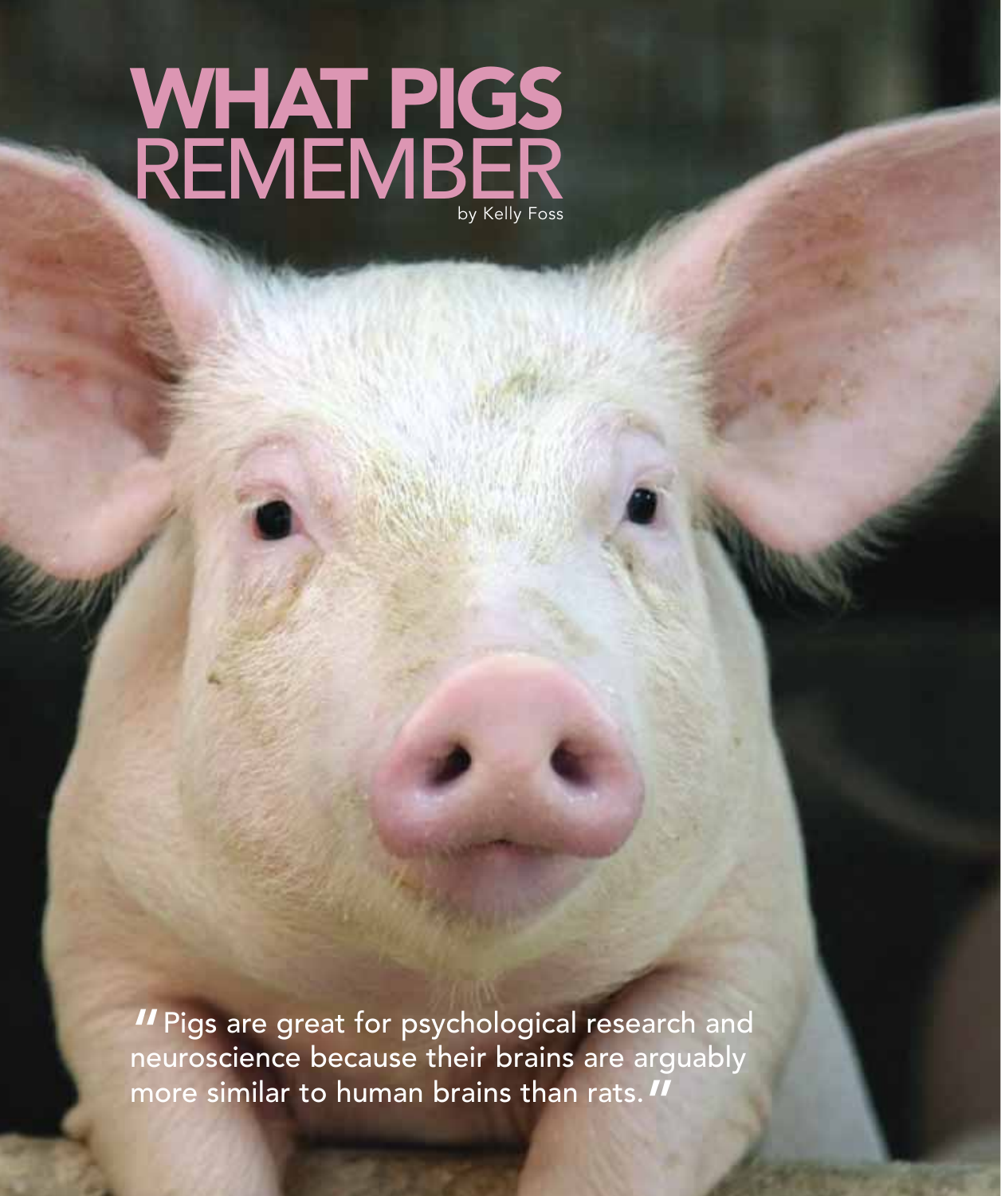# WHAT PIGS REMEMBER

by Kelly Foss

"Pigs are great for psychological research and neuroscience because their brains are arguably more similar to human brains than rats."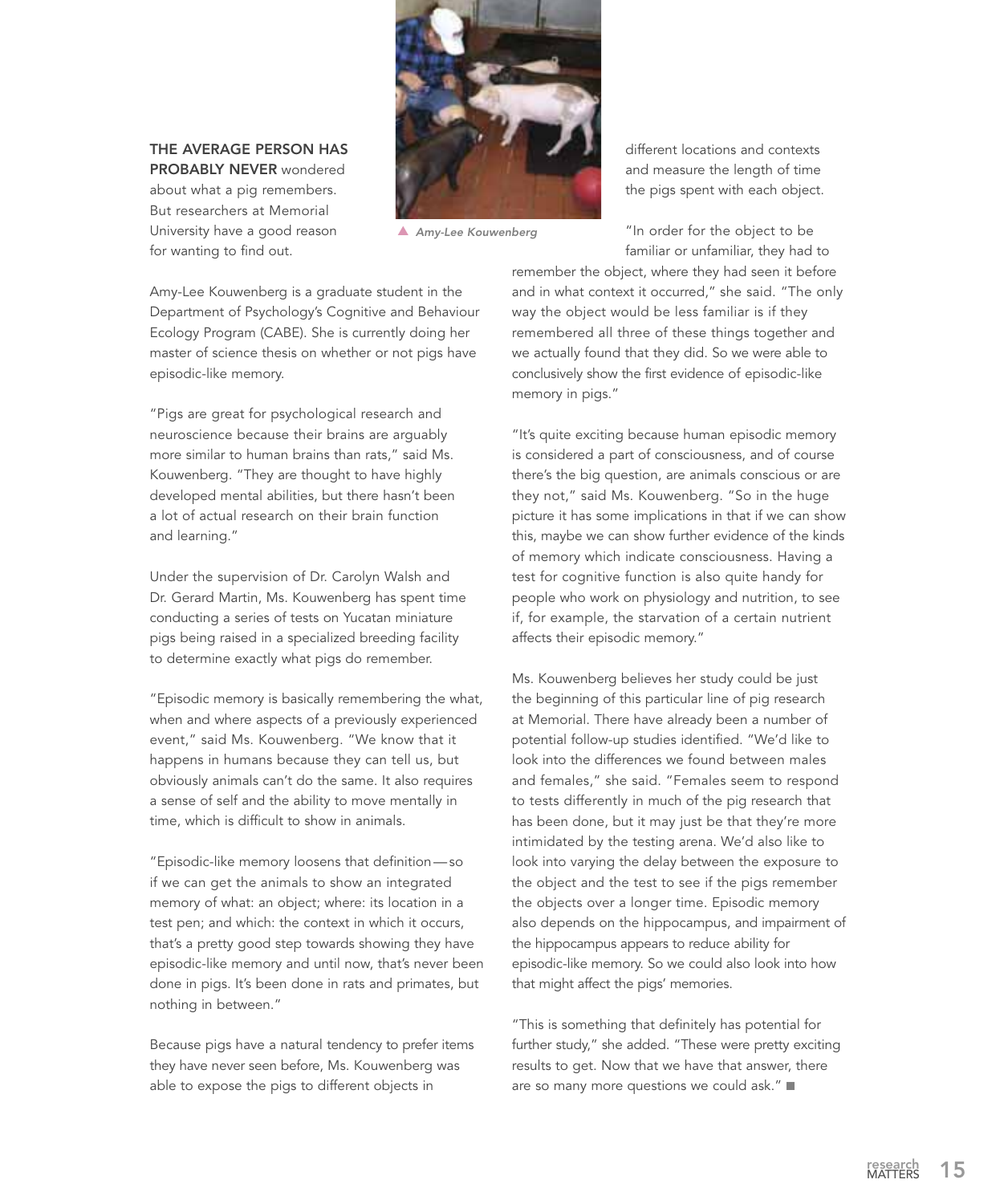**THE AVERAGE PERSON HAS PROBABLY NEVER** wondered about what a pig remembers. But researchers at Memorial University have a good reason for wanting to find out.

*Amy-Lee Kouwenberg*

Amy-Lee Kouwenberg is a graduate student in the Department of Psychology's Cognitive and Behaviour Ecology Program (CABE). She is currently doing her master of science thesis on whether or not pigs have episodic-like memory.

"Pigs are great for psychological research and neuroscience because their brains are arguably more similar to human brains than rats," said Ms. Kouwenberg. "They are thought to have highly developed mental abilities, but there hasn't been a lot of actual research on their brain function and learning."

Under the supervision of Dr. Carolyn Walsh and Dr. Gerard Martin, Ms. Kouwenberg has spent time conducting a series of tests on Yucatan miniature pigs being raised in a specialized breeding facility to determine exactly what pigs do remember.

"Episodic memory is basically remembering the what, when and where aspects of a previously experienced event," said Ms. Kouwenberg. "We know that it happens in humans because they can tell us, but obviously animals can't do the same. It also requires a sense of self and the ability to move mentally in time, which is difficult to show in animals.

"Episodic-like memory loosens that definition — so if we can get the animals to show an integrated memory of what: an object; where: its location in a test pen; and which: the context in which it occurs, that's a pretty good step towards showing they have episodic-like memory and until now, that's never been done in pigs. It's been done in rats and primates, but nothing in between."

Because pigs have a natural tendency to prefer items they have never seen before, Ms. Kouwenberg was able to expose the pigs to different objects in different locations and contexts and measure the length of time the pigs spent with each object.

"In order for the object to be familiar or unfamiliar, they had to remember the object, where they had seen it before and in what context it occurred," she said. "The only way the object would be less familiar is if they remembered all three of these things together and we actually found that they did. So we were able to conclusively show the first evidence of episodic-like memory in pigs."

"It's quite exciting because human episodic memory is considered a part of consciousness, and of course there's the big question, are animals conscious or are they not," said Ms. Kouwenberg. "So in the huge picture it has some implications in that if we can show this, maybe we can show further evidence of the kinds of memory which indicate consciousness. Having a test for cognitive function is also quite handy for people who work on physiology and nutrition, to see if, for example, the starvation of a certain nutrient affects their episodic memory."

Ms. Kouwenberg believes her study could be just the beginning of this particular line of pig research at Memorial. There have already been a number of potential follow-up studies identified. "We'd like to look into the differences we found between males and females," she said. "Females seem to respond to tests differently in much of the pig research that has been done, but it may just be that they're more intimidated by the testing arena. We'd also like to look into varying the delay between the exposure to the object and the test to see if the pigs remember the objects over a longer time. Episodic memory also depends on the hippocampus, and impairment of the hippocampus appears to reduce ability for episodic-like memory. So we could also look into how that might affect the pigs' memories.

"This is something that definitely has potential for further study," she added. "These were pretty exciting results to get. Now that we have that answer, there are so many more questions we could ask." ■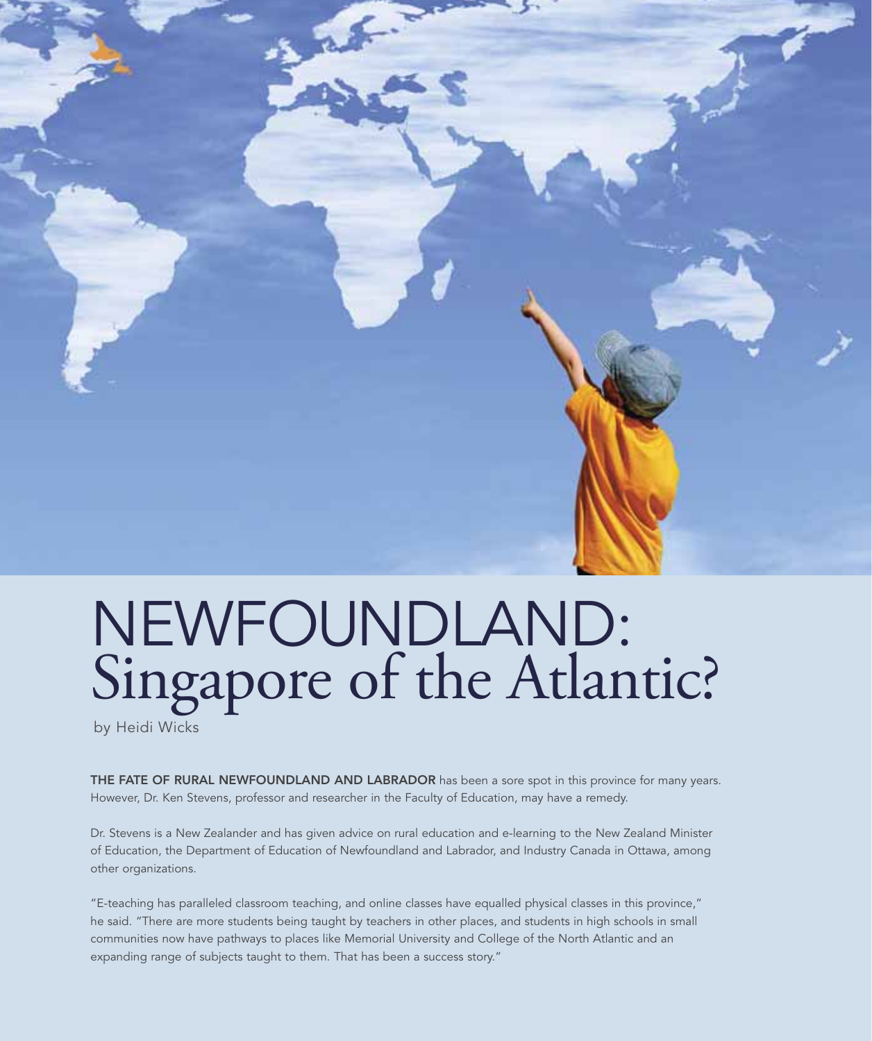# NEWFOUNDLAND: Singapore of the Atlantic?

by Heidi Wicks

**THE FATE OF RURAL NEWFOUNDLAND AND LABRADOR** has been a sore spot in this province for many years. However, Dr. Ken Stevens, professor and researcher in the Faculty of Education, may have a remedy.

Dr. Stevens is a New Zealander and has given advice on rural education and e-learning to the New Zealand Minister of Education, the Department of Education of Newfoundland and Labrador, and Industry Canada in Ottawa, among other organizations.

"E-teaching has paralleled classroom teaching, and online classes have equalled physical classes in this province," he said. "There are more students being taught by teachers in other places, and students in high schools in small communities now have pathways to places like Memorial University and College of the North Atlantic and an expanding range of subjects taught to them. That has been a success story."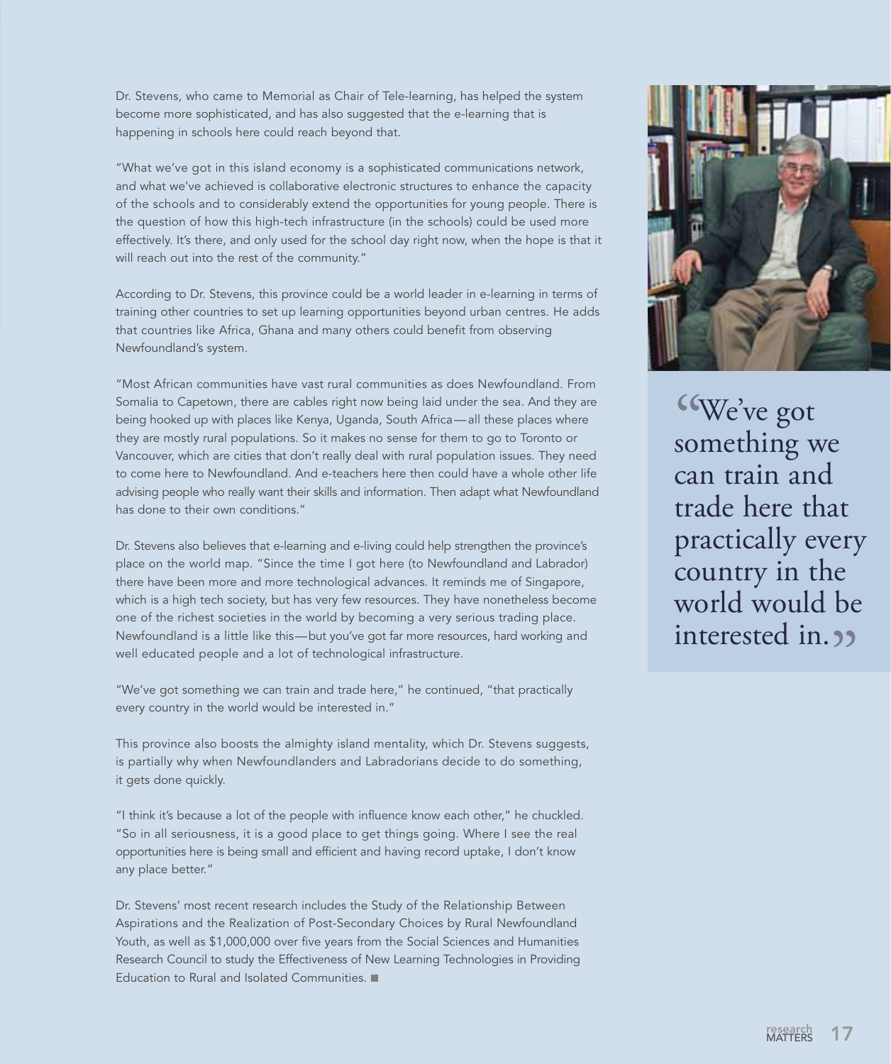Dr. Stevens, who came to Memorial as Chair of Tele-learning, has helped the system become more sophisticated, and has also suggested that the e-learning that is happening in schools here could reach beyond that.

"What we've got in this island economy is a sophisticated communications network, and what we've achieved is collaborative electronic structures to enhance the capacity of the schools and to considerably extend the opportunities for young people. There is the question of how this high-tech infrastructure (in the schools) could be used more effectively. It's there, and only used for the school day right now, when the hope is that it will reach out into the rest of the community."

According to Dr. Stevens, this province could be a world leader in e-learning in terms of training other countries to set up learning opportunities beyond urban centres. He adds that countries like Africa, Ghana and many others could benefit from observing Newfoundland's system.

"Most African communities have vast rural communities as does Newfoundland. From Somalia to Capetown, there are cables right now being laid under the sea. And they are being hooked up with places like Kenya, Uganda, South Africa — all these places where they are mostly rural populations. So it makes no sense for them to go to Toronto or Vancouver, which are cities that don't really deal with rural population issues. They need to come here to Newfoundland. And e-teachers here then could have a whole other life advising people who really want their skills and information. Then adapt what Newfoundland has done to their own conditions."

Dr. Stevens also believes that e-learning and e-living could help strengthen the province's place on the world map. "Since the time I got here (to Newfoundland and Labrador) there have been more and more technological advances. It reminds me of Singapore, which is a high tech society, but has very few resources. They have nonetheless become one of the richest societies in the world by becoming a very serious trading place. Newfoundland is a little like this — but you've got far more resources, hard working and well educated people and a lot of technological infrastructure.

"We've got something we can train and trade here," he continued, "that practically every country in the world would be interested in."

This province also boosts the almighty island mentality, which Dr. Stevens suggests, is partially why when Newfoundlanders and Labradorians decide to do something, it gets done quickly.

"I think it's because a lot of the people with influence know each other," he chuckled. "So in all seriousness, it is a good place to get things going. Where I see the real opportunities here is being small and efficient and having record uptake, I don't know any place better."

Dr. Stevens' most recent research includes the Study of the Relationship Between Aspirations and the Realization of Post-Secondary Choices by Rural Newfoundland Youth, as well as $1,000,000 over five years from the Social Sciences and Humanities Research Council to study the Effectiveness of New Learning Technologies in Providing Education to Rural and Isolated Communities. ■

> "We've got something we can train and trade here that practically every country in the world would be interested in."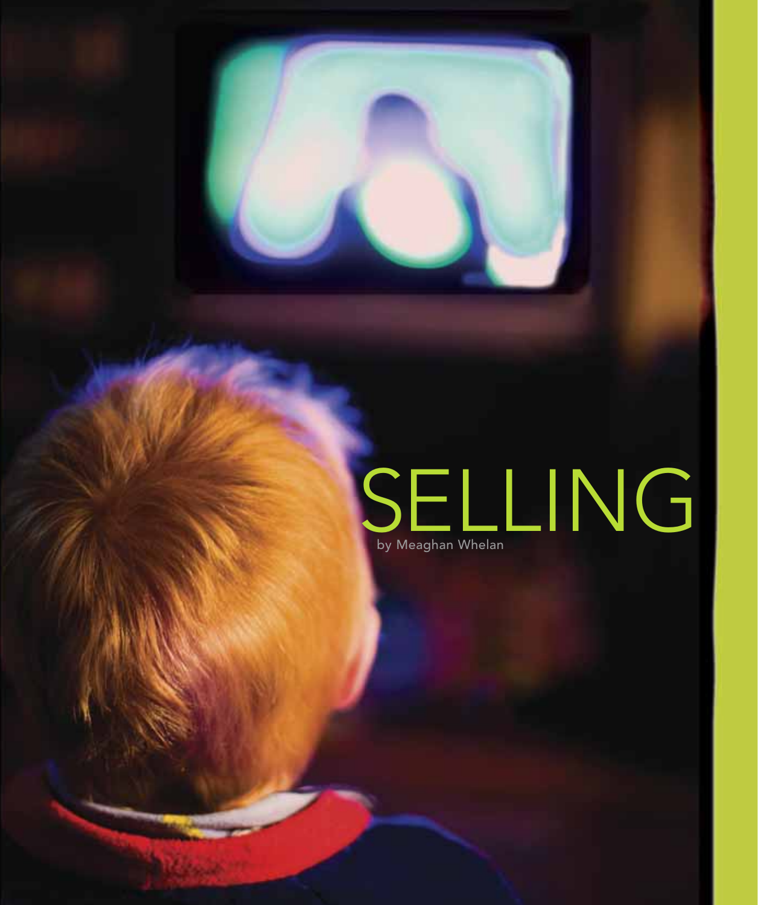# SELLING

by Meaghan Whelan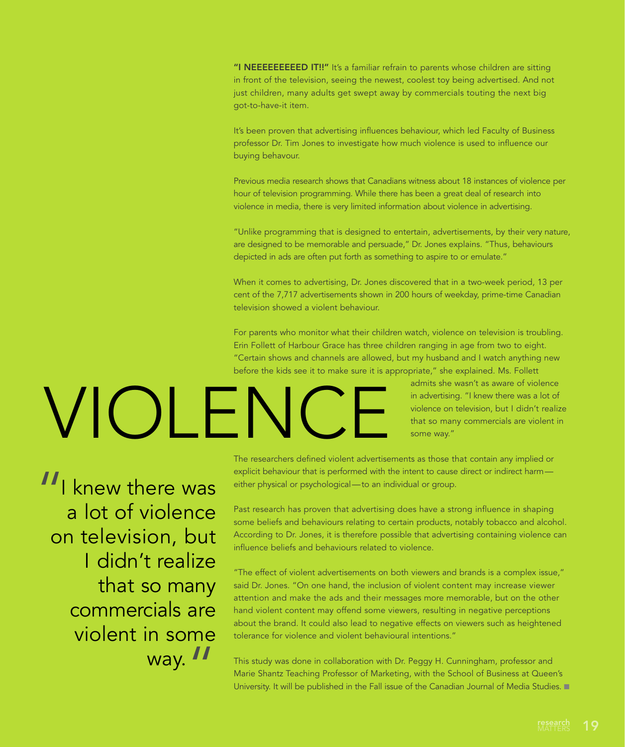# VIOLENCE

**"I NEEEEEEEEED IT!!"** It's a familiar refrain to parents whose children are sitting in front of the television, seeing the newest, coolest toy being advertised. And not just children, many adults get swept away by commercials touting the next big got-to-have-it item.

It's been proven that advertising influences behaviour, which led Faculty of Business professor Dr. Tim Jones to investigate how much violence is used to influence our buying behaviour.

Previous media research shows that Canadians witness about 18 instances of violence per hour of television programming. While there has been a great deal of research into violence in media, there is very limited information about violence in advertising.

"Unlike programming that is designed to entertain, advertisements, by their very nature, are designed to be memorable and persuade," Dr. Jones explains. "Thus, behaviours depicted in ads are often put forth as something to aspire to or emulate."

When it comes to advertising, Dr. Jones discovered that in a two-week period, 13 per cent of the 7,717 advertisements shown in 200 hours of weekday, prime-time Canadian television showed a violent behaviour.

For parents who monitor what their children watch, violence on television is troubling. Erin Follett of Harbour Grace has three children ranging in age from two to eight. "Certain shows and channels are allowed, but my husband and I watch anything new before the kids see it to make sure it is appropriate," she explained. Ms. Follett admits she wasn't as aware of violence in advertising. "I knew there was a lot of violence on television, but I didn't realize that so many commercials are violent in some way."

> "I knew there was a lot of violence on television, but I didn't realize that so many commercials are violent in some way."

The researchers defined violent advertisements as those that contain any implied or explicit behaviour that is performed with the intent to cause direct or indirect harm—either physical or psychological—to an individual or group.

Past research has proven that advertising does have a strong influence in shaping some beliefs and behaviours relating to certain products, notably tobacco and alcohol. According to Dr. Jones, it is therefore possible that advertising containing violence can influence beliefs and behaviours related to violence.

"The effect of violent advertisements on both viewers and brands is a complex issue," said Dr. Jones. "On one hand, the inclusion of violent content may increase viewer attention and make the ads and their messages more memorable, but on the other hand violent content may offend some viewers, resulting in negative perceptions about the brand. It could also lead to negative effects on viewers such as heightened tolerance for violence and violent behavioural intentions."

This study was done in collaboration with Dr. Peggy H. Cunningham, professor and Marie Shantz Teaching Professor of Marketing, with the School of Business at Queen's University. It will be published in the Fall issue of the Canadian Journal of Media Studies. ■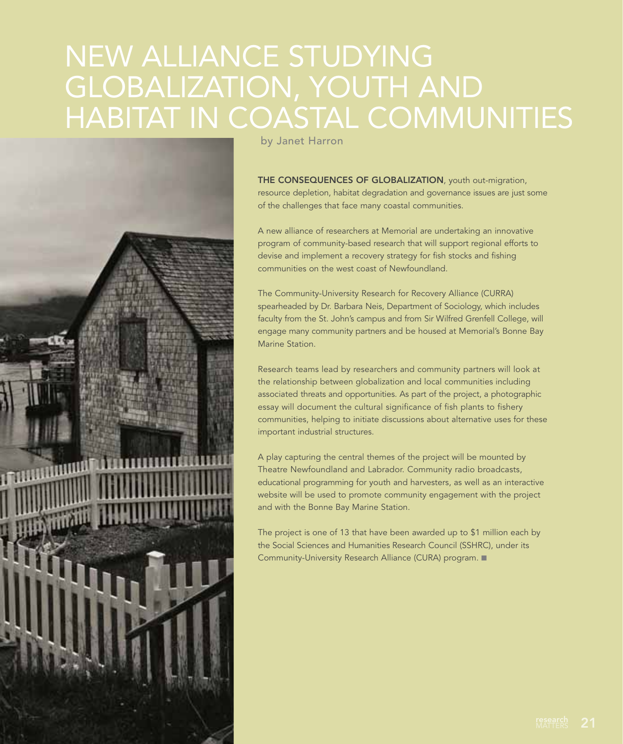# NEW ALLIANCE STUDYING GLOBALIZATION, YOUTH AND HABITAT IN COASTAL COMMUNITIES

by Janet Harron

**THE CONSEQUENCES OF GLOBALIZATION**, youth out-migration, resource depletion, habitat degradation and governance issues are just some of the challenges that face many coastal communities.

A new alliance of researchers at Memorial are undertaking an innovative program of community-based research that will support regional efforts to devise and implement a recovery strategy for fish stocks and fishing communities on the west coast of Newfoundland.

The Community-University Research for Recovery Alliance (CURRA) spearheaded by Dr. Barbara Neis, Department of Sociology, which includes faculty from the St. John's campus and from Sir Wilfred Grenfell College, will engage many community partners and be housed at Memorial's Bonne Bay Marine Station.

Research teams lead by researchers and community partners will look at the relationship between globalization and local communities including associated threats and opportunities. As part of the project, a photographic essay will document the cultural significance of fish plants to fishery communities, helping to initiate discussions about alternative uses for these important industrial structures.

A play capturing the central themes of the project will be mounted by Theatre Newfoundland and Labrador. Community radio broadcasts, educational programming for youth and harvesters, as well as an interactive website will be used to promote community engagement with the project and with the Bonne Bay Marine Station.

The project is one of 13 that have been awarded up to $1 million each by the Social Sciences and Humanities Research Council (SSHRC), under its Community-University Research Alliance (CURA) program. ■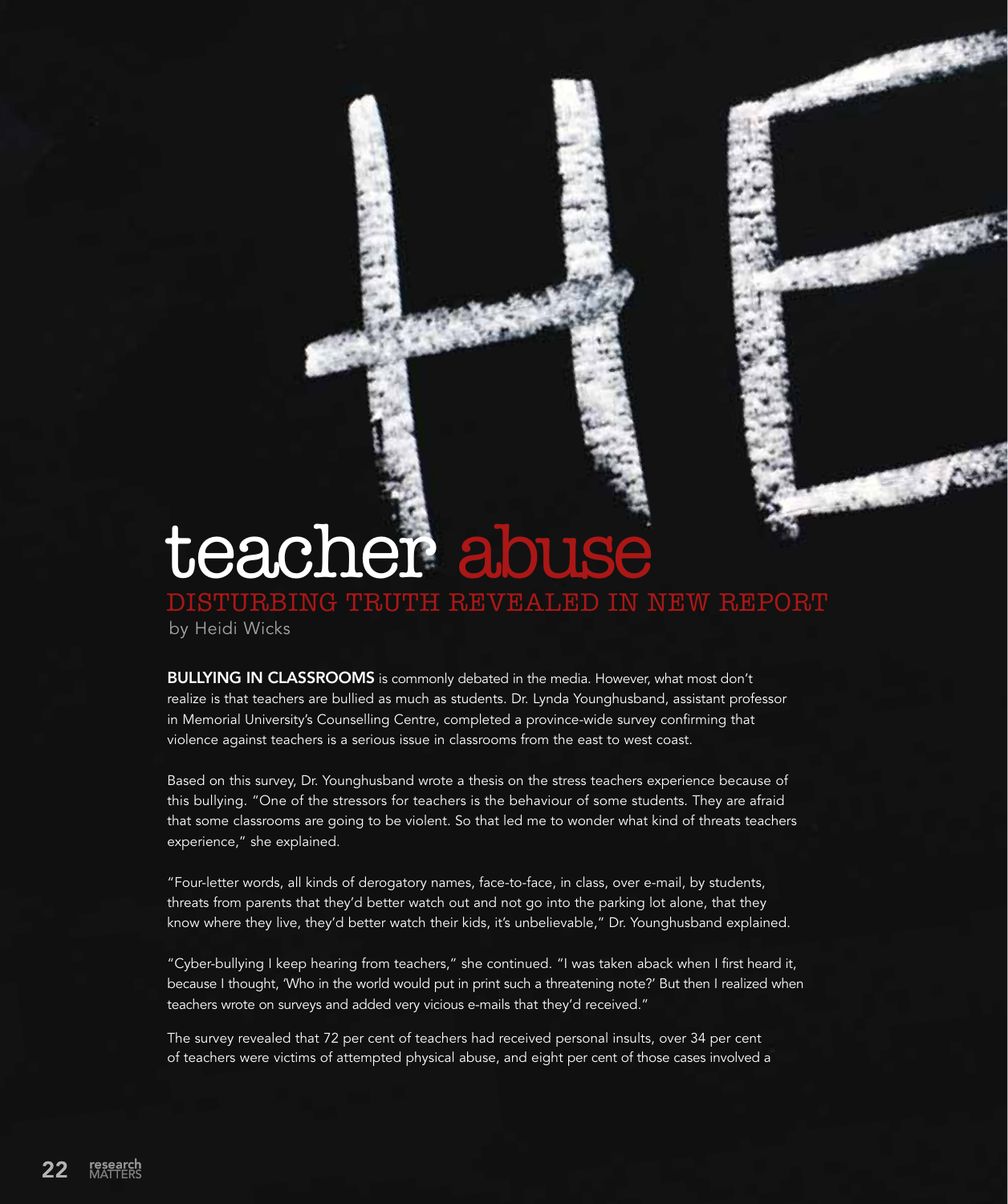# teacher abuse

## DISTURBING TRUTH REVEALED IN NEW REPORT

by Heidi Wicks

**BULLYING IN CLASSROOMS** is commonly debated in the media. However, what most don't realize is that teachers are bullied as much as students. Dr. Lynda Younghusband, assistant professor in Memorial University's Counselling Centre, completed a province-wide survey confirming that violence against teachers is a serious issue in classrooms from the east to west coast.

Based on this survey, Dr. Younghusband wrote a thesis on the stress teachers experience because of this bullying. "One of the stressors for teachers is the behaviour of some students. They are afraid that some classrooms are going to be violent. So that led me to wonder what kind of threats teachers experience," she explained.

"Four-letter words, all kinds of derogatory names, face-to-face, in class, over e-mail, by students, threats from parents that they'd better watch out and not go into the parking lot alone, that they know where they live, they'd better watch their kids, it's unbelievable," Dr. Younghusband explained.

"Cyber-bullying I keep hearing from teachers," she continued. "I was taken aback when I first heard it, because I thought, 'Who in the world would put in print such a threatening note?' But then I realized when teachers wrote on surveys and added very vicious e-mails that they'd received."

The survey revealed that 72 per cent of teachers had received personal insults, over 34 per cent of teachers were victims of attempted physical abuse, and eight per cent of those cases involved a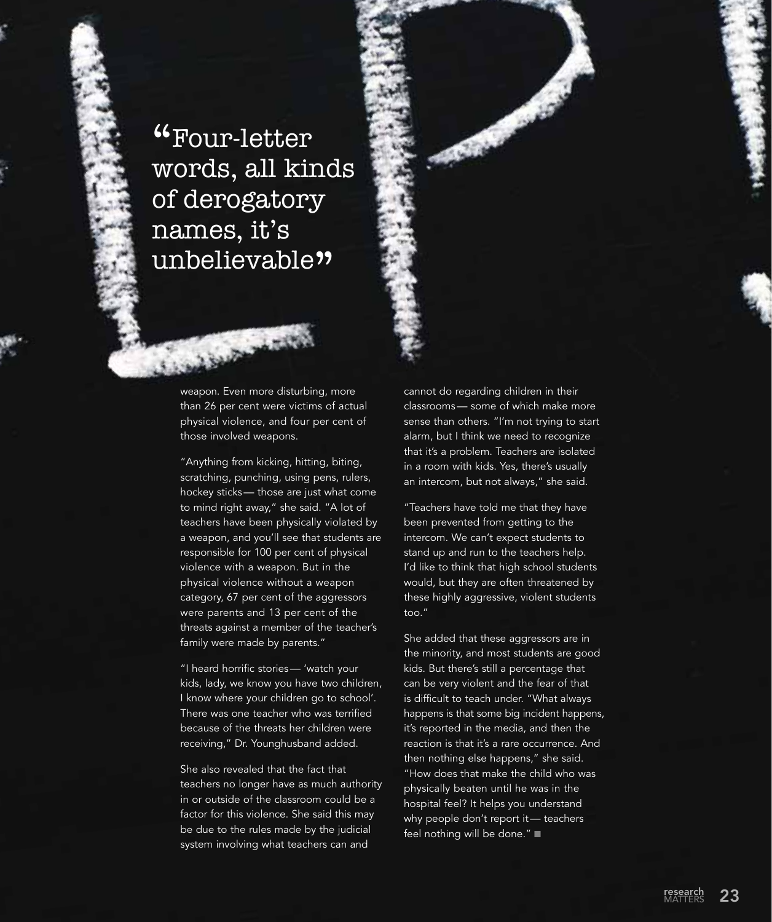> "Four-letter words, all kinds of derogatory names, it's unbelievable"

weapon. Even more disturbing, more than 26 per cent were victims of actual physical violence, and four per cent of those involved weapons.

"Anything from kicking, hitting, biting, scratching, punching, using pens, rulers, hockey sticks— those are just what come to mind right away," she said. "A lot of teachers have been physically violated by a weapon, and you'll see that students are responsible for 100 per cent of physical violence with a weapon. But in the physical violence without a weapon category, 67 per cent of the aggressors were parents and 13 per cent of the threats against a member of the teacher's family were made by parents."

"I heard horrific stories— 'watch your kids, lady, we know you have two children, I know where your children go to school'. There was one teacher who was terrified because of the threats her children were receiving," Dr. Younghusband added.

She also revealed that the fact that teachers no longer have as much authority in or outside of the classroom could be a factor for this violence. She said this may be due to the rules made by the judicial system involving what teachers can and cannot do regarding children in their classrooms— some of which make more sense than others. "I'm not trying to start alarm, but I think we need to recognize that it's a problem. Teachers are isolated in a room with kids. Yes, there's usually an intercom, but not always," she said.

"Teachers have told me that they have been prevented from getting to the intercom. We can't expect students to stand up and run to the teachers help. I'd like to think that high school students would, but they are often threatened by these highly aggressive, violent students too."

She added that these aggressors are in the minority, and most students are good kids. But there's still a percentage that can be very violent and the fear of that is difficult to teach under. "What always happens is that some big incident happens, it's reported in the media, and then the reaction is that it's a rare occurrence. And then nothing else happens," she said. "How does that make the child who was physically beaten until he was in the hospital feel? It helps you understand why people don't report it— teachers feel nothing will be done." ■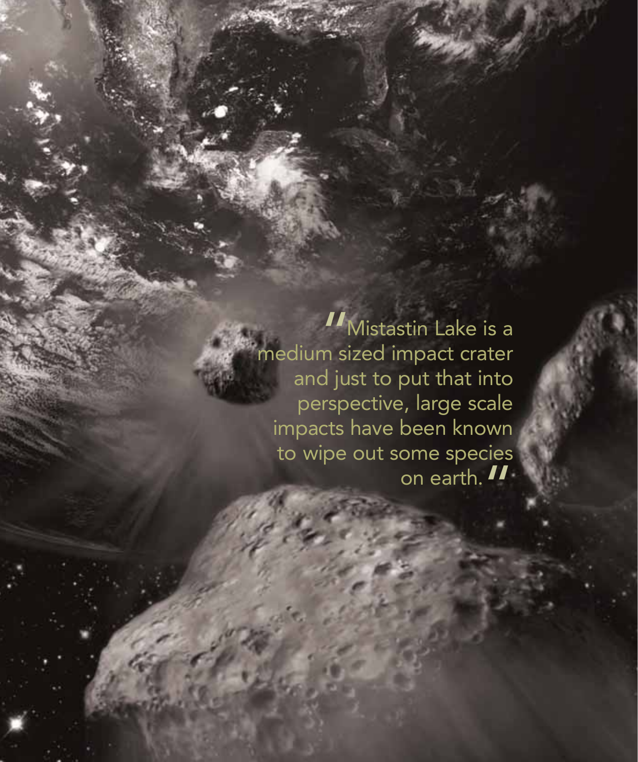"Mistastin Lake is a medium sized impact crater and just to put that into perspective, large scale impacts have been known to wipe out some species on earth."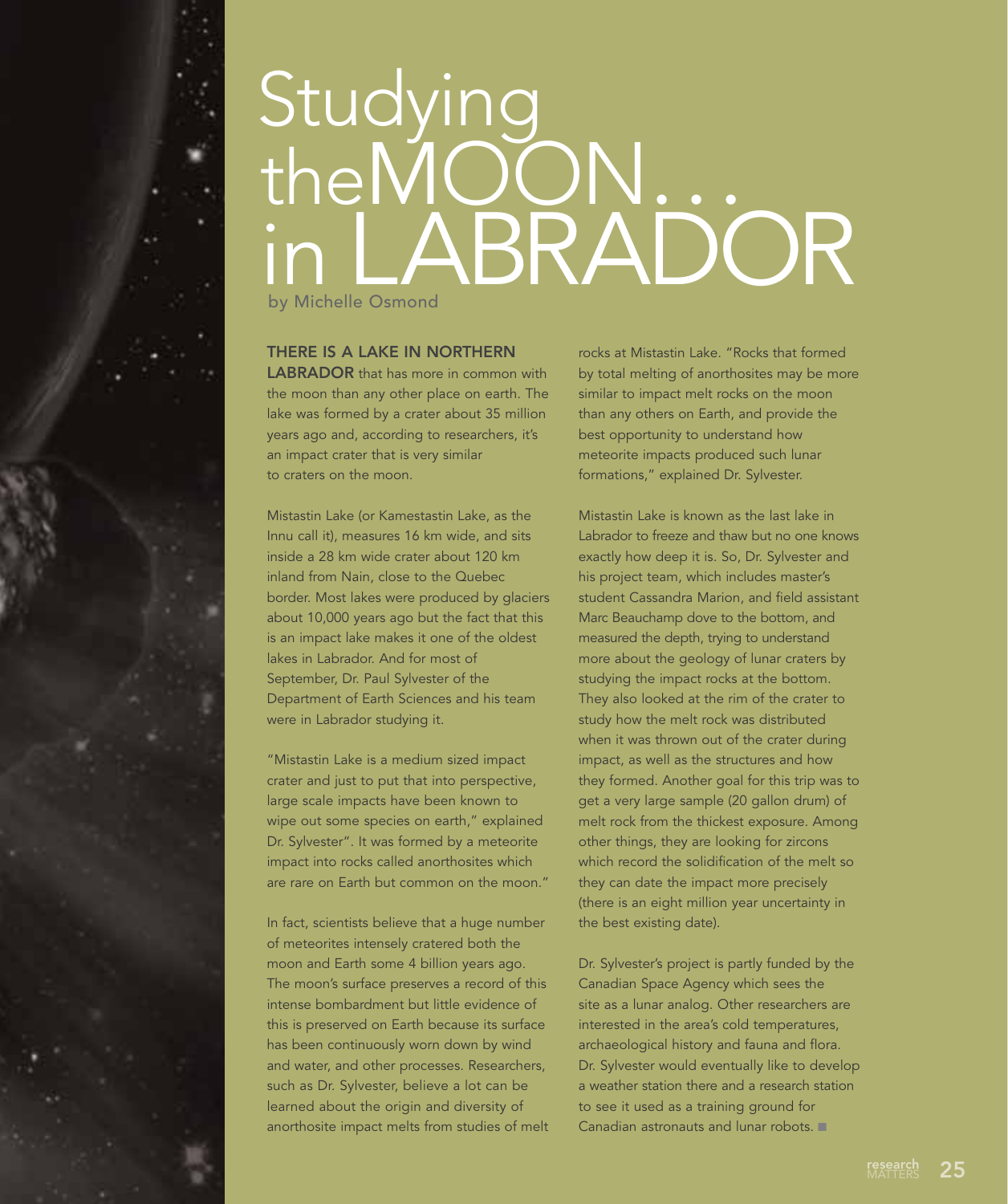# Studying the MOON... in LABRADOR

by Michelle Osmond

**THERE IS A LAKE IN NORTHERN LABRADOR** that has more in common with the moon than any other place on earth. The lake was formed by a crater about 35 million years ago and, according to researchers, it's an impact crater that is very similar to craters on the moon.

Mistastin Lake (or Kamestastin Lake, as the Innu call it), measures 16 km wide, and sits inside a 28 km wide crater about 120 km inland from Nain, close to the Quebec border. Most lakes were produced by glaciers about 10,000 years ago but the fact that this is an impact lake makes it one of the oldest lakes in Labrador. And for most of September, Dr. Paul Sylvester of the Department of Earth Sciences and his team were in Labrador studying it.

"Mistastin Lake is a medium sized impact crater and just to put that into perspective, large scale impacts have been known to wipe out some species on earth," explained Dr. Sylvester". It was formed by a meteorite impact into rocks called anorthosites which are rare on Earth but common on the moon."

In fact, scientists believe that a huge number of meteorites intensely cratered both the moon and Earth some 4 billion years ago. The moon's surface preserves a record of this intense bombardment but little evidence of this is preserved on Earth because its surface has been continuously worn down by wind and water, and other processes. Researchers, such as Dr. Sylvester, believe a lot can be learned about the origin and diversity of anorthosite impact melts from studies of melt rocks at Mistastin Lake. "Rocks that formed by total melting of anorthosites may be more similar to impact melt rocks on the moon than any others on Earth, and provide the best opportunity to understand how meteorite impacts produced such lunar formations," explained Dr. Sylvester.

Mistastin Lake is known as the last lake in Labrador to freeze and thaw but no one knows exactly how deep it is. So, Dr. Sylvester and his project team, which includes master's student Cassandra Marion, and field assistant Marc Beauchamp dove to the bottom, and measured the depth, trying to understand more about the geology of lunar craters by studying the impact rocks at the bottom. They also looked at the rim of the crater to study how the melt rock was distributed when it was thrown out of the crater during impact, as well as the structures and how they formed. Another goal for this trip was to get a very large sample (20 gallon drum) of melt rock from the thickest exposure. Among other things, they are looking for zircons which record the solidification of the melt so they can date the impact more precisely (there is an eight million year uncertainty in the best existing date).

Dr. Sylvester's project is partly funded by the Canadian Space Agency which sees the site as a lunar analog. Other researchers are interested in the area's cold temperatures, archaeological history and fauna and flora. Dr. Sylvester would eventually like to develop a weather station there and a research station to see it used as a training ground for Canadian astronauts and lunar robots. ■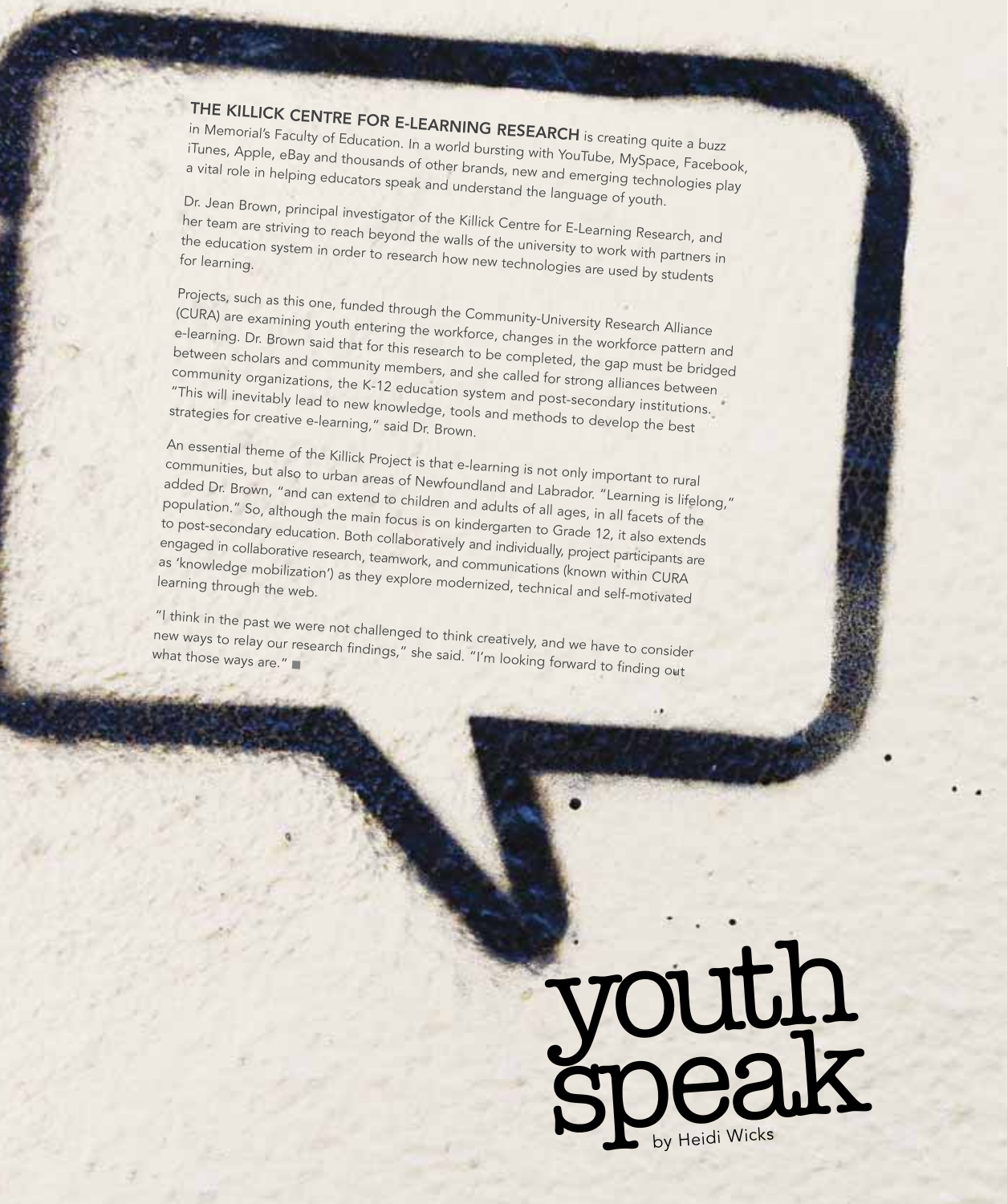# youth speak

by Heidi Wicks

**THE KILLICK CENTRE FOR E-LEARNING RESEARCH** is creating quite a buzz in Memorial's Faculty of Education. In a world bursting with YouTube, MySpace, Facebook, iTunes, Apple, eBay and thousands of other brands, new and emerging technologies play a vital role in helping educators speak and understand the language of youth.

Dr. Jean Brown, principal investigator of the Killick Centre for E-Learning Research, and her team are striving to reach beyond the walls of the university to work with partners in the education system in order to research how new technologies are used by students for learning.

Projects, such as this one, funded through the Community-University Research Alliance (CURA) are examining youth entering the workforce, changes in the workforce pattern and e-learning. Dr. Brown said that for this research to be completed, the gap must be bridged between scholars and community members, and she called for strong alliances between community organizations, the K-12 education system and post-secondary institutions. "This will inevitably lead to new knowledge, tools and methods to develop the best strategies for creative e-learning," said Dr. Brown.

An essential theme of the Killick Project is that e-learning is not only important to rural communities, but also to urban areas of Newfoundland and Labrador. "Learning is lifelong," added Dr. Brown, "and can extend to children and adults of all ages, in all facets of the population." So, although the main focus is on kindergarten to Grade 12, it also extends to post-secondary education. Both collaboratively and individually, project participants are engaged in collaborative research, teamwork, and communications (known within CURA as 'knowledge mobilization') as they explore modernized, technical and self-motivated learning through the web.

"I think in the past we were not challenged to think creatively, and we have to consider new ways to relay our research findings," she said. "I'm looking forward to finding out what those ways are." ■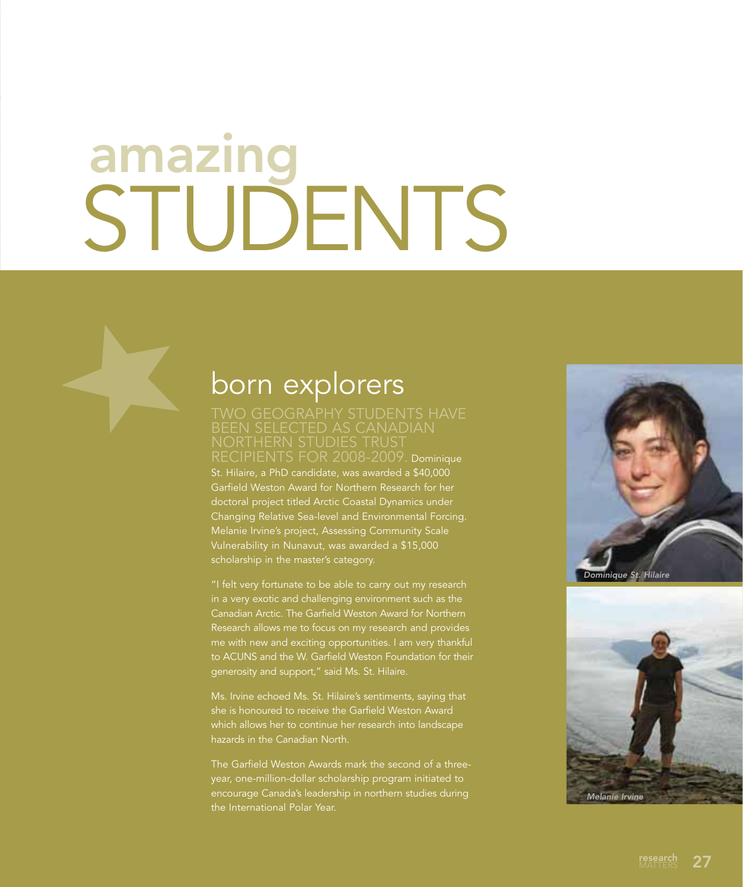# amazing STUDENTS

## born explorers

TWO GEOGRAPHY STUDENTS HAVE BEEN SELECTED AS CANADIAN NORTHERN STUDIES TRUST RECIPIENTS FOR 2008-2009. Dominique St. Hilaire, a PhD candidate, was awarded a $40,000 Garfield Weston Award for Northern Research for her doctoral project titled Arctic Coastal Dynamics under Changing Relative Sea-level and Environmental Forcing. Melanie Irvine's project, Assessing Community Scale Vulnerability in Nunavut, was awarded a $15,000 scholarship in the master's category.

"I felt very fortunate to be able to carry out my research in a very exotic and challenging environment such as the Canadian Arctic. The Garfield Weston Award for Northern Research allows me to focus on my research and provides me with new and exciting opportunities. I am very thankful to ACUNS and the W. Garfield Weston Foundation for their generosity and support," said Ms. St. Hilaire.

Ms. Irvine echoed Ms. St. Hilaire's sentiments, saying that she is honoured to receive the Garfield Weston Award which allows her to continue her research into landscape hazards in the Canadian North.

The Garfield Weston Awards mark the second of a three-year, one-million-dollar scholarship program initiated to encourage Canada's leadership in northern studies during the International Polar Year.

*Dominique St. Hilaire*

*Melanie Irvine*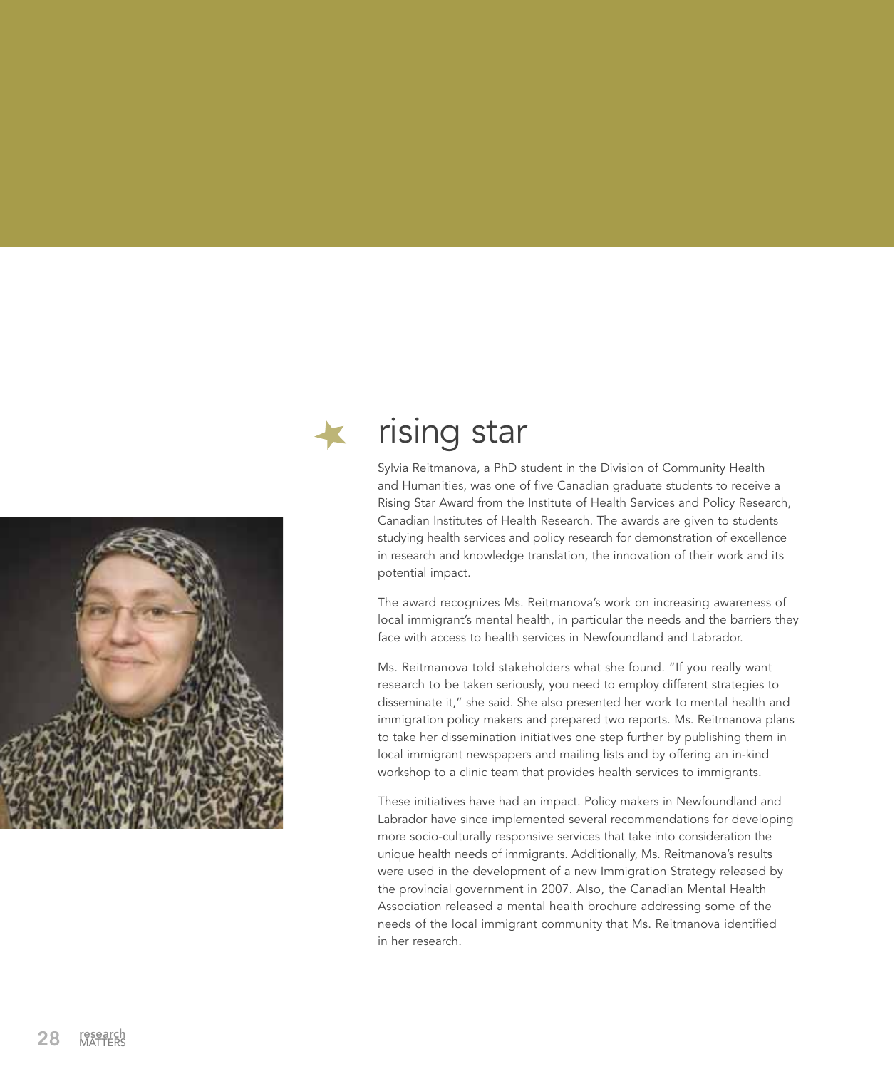# rising star

Sylvia Reitmanova, a PhD student in the Division of Community Health and Humanities, was one of five Canadian graduate students to receive a Rising Star Award from the Institute of Health Services and Policy Research, Canadian Institutes of Health Research. The awards are given to students studying health services and policy research for demonstration of excellence in research and knowledge translation, the innovation of their work and its potential impact.

The award recognizes Ms. Reitmanova's work on increasing awareness of local immigrant's mental health, in particular the needs and the barriers they face with access to health services in Newfoundland and Labrador.

Ms. Reitmanova told stakeholders what she found. "If you really want research to be taken seriously, you need to employ different strategies to disseminate it," she said. She also presented her work to mental health and immigration policy makers and prepared two reports. Ms. Reitmanova plans to take her dissemination initiatives one step further by publishing them in local immigrant newspapers and mailing lists and by offering an in-kind workshop to a clinic team that provides health services to immigrants.

These initiatives have had an impact. Policy makers in Newfoundland and Labrador have since implemented several recommendations for developing more socio-culturally responsive services that take into consideration the unique health needs of immigrants. Additionally, Ms. Reitmanova's results were used in the development of a new Immigration Strategy released by the provincial government in 2007. Also, the Canadian Mental Health Association released a mental health brochure addressing some of the needs of the local immigrant community that Ms. Reitmanova identified in her research.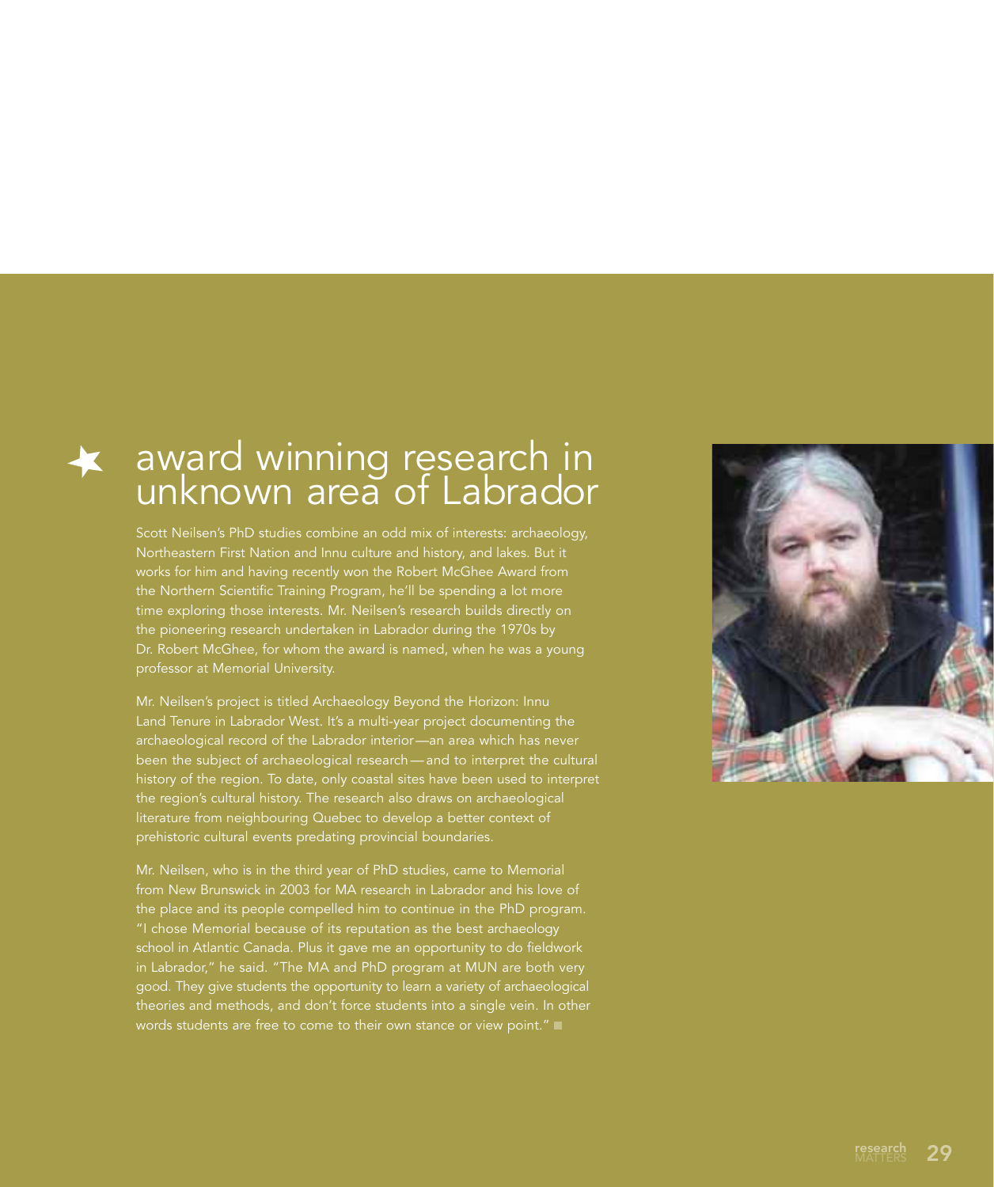# award winning research in unknown area of Labrador

Scott Neilsen's PhD studies combine an odd mix of interests: archaeology, Northeastern First Nation and Innu culture and history, and lakes. But it works for him and having recently won the Robert McGhee Award from the Northern Scientific Training Program, he'll be spending a lot more time exploring those interests. Mr. Neilsen's research builds directly on the pioneering research undertaken in Labrador during the 1970s by Dr. Robert McGhee, for whom the award is named, when he was a young professor at Memorial University.

Mr. Neilsen's project is titled Archaeology Beyond the Horizon: Innu Land Tenure in Labrador West. It's a multi-year project documenting the archaeological record of the Labrador interior—an area which has never been the subject of archaeological research—and to interpret the cultural history of the region. To date, only coastal sites have been used to interpret the region's cultural history. The research also draws on archaeological literature from neighbouring Quebec to develop a better context of prehistoric cultural events predating provincial boundaries.

Mr. Neilsen, who is in the third year of PhD studies, came to Memorial from New Brunswick in 2003 for MA research in Labrador and his love of the place and its people compelled him to continue in the PhD program. "I chose Memorial because of its reputation as the best archaeology school in Atlantic Canada. Plus it gave me an opportunity to do fieldwork in Labrador," he said. "The MA and PhD program at MUN are both very good. They give students the opportunity to learn a variety of archaeological theories and methods, and don't force students into a single vein. In other words students are free to come to their own stance or view point."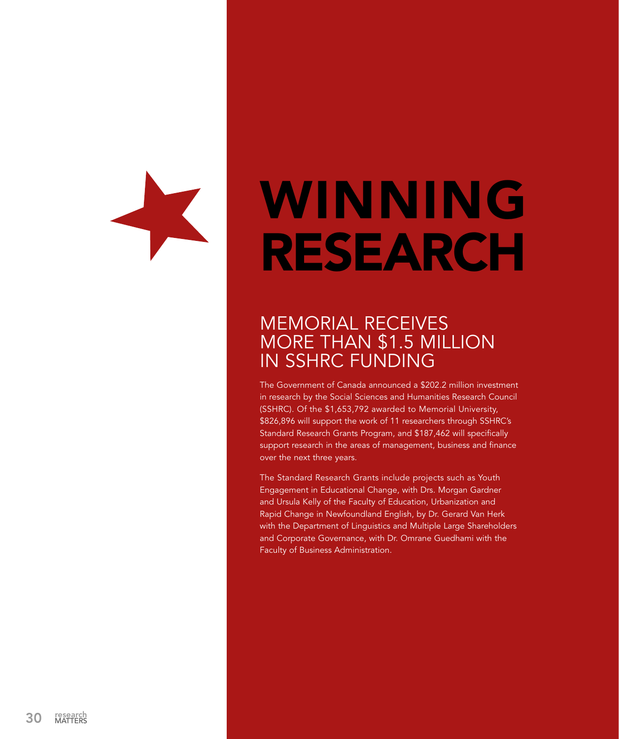# WINNING RESEARCH

## MEMORIAL RECEIVES MORE THAN $1.5 MILLION IN SSHRC FUNDING

The Government of Canada announced a $202.2 million investment in research by the Social Sciences and Humanities Research Council (SSHRC). Of the $1,653,792 awarded to Memorial University, $826,896 will support the work of 11 researchers through SSHRC's Standard Research Grants Program, and $187,462 will specifically support research in the areas of management, business and finance over the next three years.

The Standard Research Grants include projects such as Youth Engagement in Educational Change, with Drs. Morgan Gardner and Ursula Kelly of the Faculty of Education, Urbanization and Rapid Change in Newfoundland English, by Dr. Gerard Van Herk with the Department of Linguistics and Multiple Large Shareholders and Corporate Governance, with Dr. Omrane Guedhami with the Faculty of Business Administration.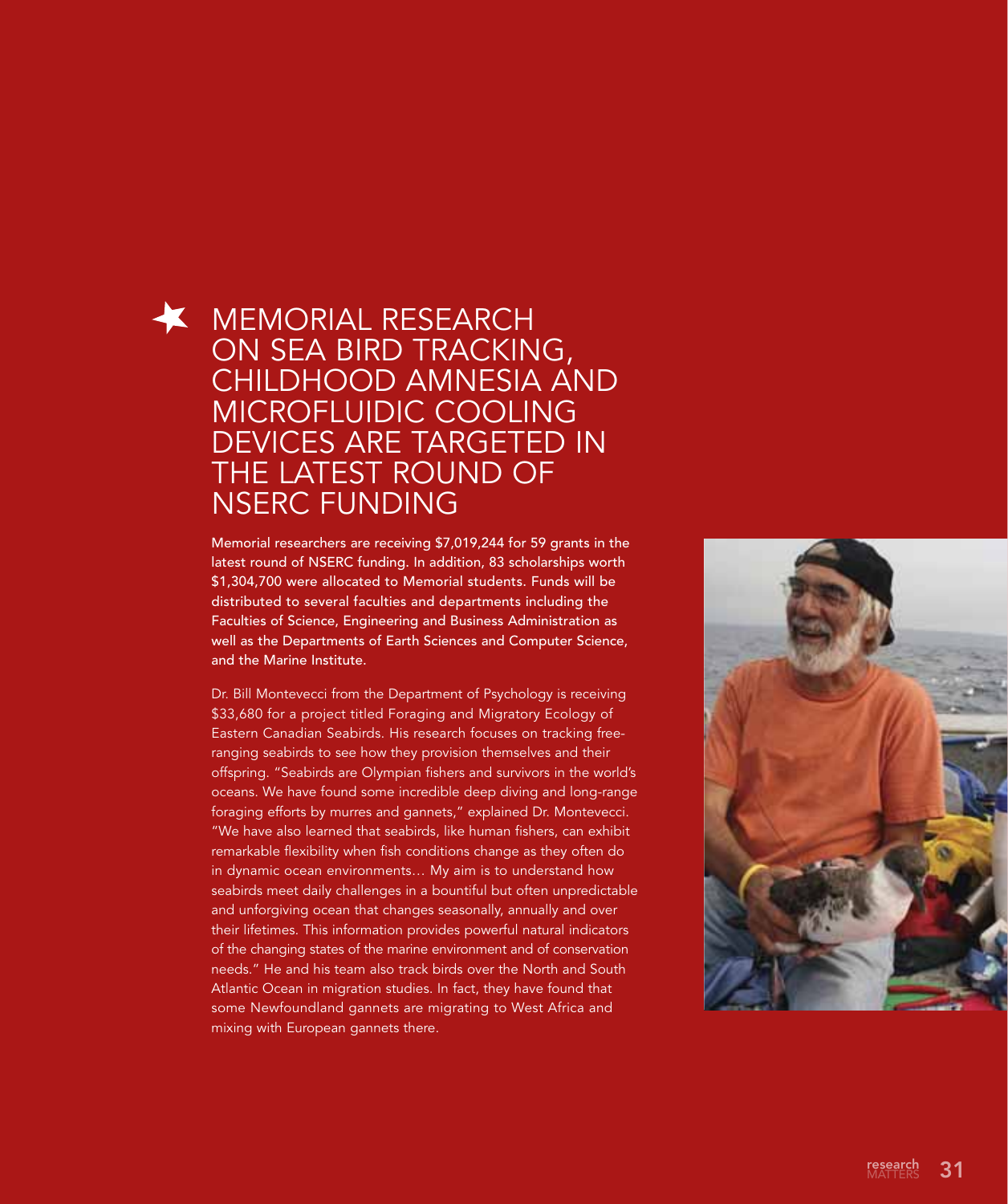# MEMORIAL RESEARCH ON SEA BIRD TRACKING, CHILDHOOD AMNESIA AND MICROFLUIDIC COOLING DEVICES ARE TARGETED IN THE LATEST ROUND OF NSERC FUNDING

**Memorial researchers are receiving $7,019,244 for 59 grants in the latest round of NSERC funding. In addition, 83 scholarships worth $1,304,700 were allocated to Memorial students. Funds will be distributed to several faculties and departments including the Faculties of Science, Engineering and Business Administration as well as the Departments of Earth Sciences and Computer Science, and the Marine Institute.**

Dr. Bill Montevecci from the Department of Psychology is receiving $33,680 for a project titled Foraging and Migratory Ecology of Eastern Canadian Seabirds. His research focuses on tracking free-ranging seabirds to see how they provision themselves and their offspring. "Seabirds are Olympian fishers and survivors in the world's oceans. We have found some incredible deep diving and long-range foraging efforts by murres and gannets," explained Dr. Montevecci. "We have also learned that seabirds, like human fishers, can exhibit remarkable flexibility when fish conditions change as they often do in dynamic ocean environments… My aim is to understand how seabirds meet daily challenges in a bountiful but often unpredictable and unforgiving ocean that changes seasonally, annually and over their lifetimes. This information provides powerful natural indicators of the changing states of the marine environment and of conservation needs." He and his team also track birds over the North and South Atlantic Ocean in migration studies. In fact, they have found that some Newfoundland gannets are migrating to West Africa and mixing with European gannets there.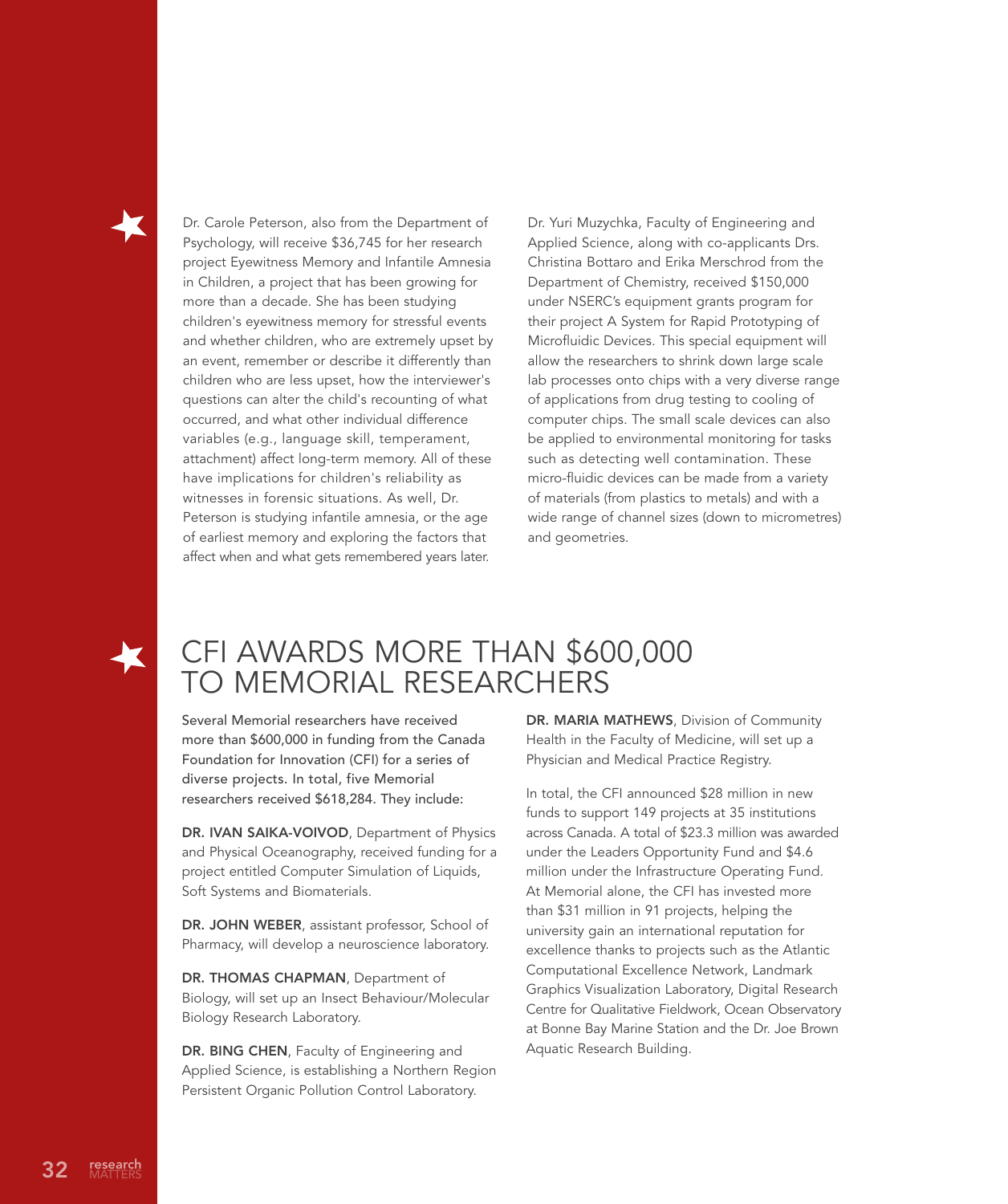Dr. Carole Peterson, also from the Department of Psychology, will receive $36,745 for her research project Eyewitness Memory and Infantile Amnesia in Children, a project that has been growing for more than a decade. She has been studying children's eyewitness memory for stressful events and whether children, who are extremely upset by an event, remember or describe it differently than children who are less upset, how the interviewer's questions can alter the child's recounting of what occurred, and what other individual difference variables (e.g., language skill, temperament, attachment) affect long-term memory. All of these have implications for children's reliability as witnesses in forensic situations. As well, Dr. Peterson is studying infantile amnesia, or the age of earliest memory and exploring the factors that affect when and what gets remembered years later.

Dr. Yuri Muzychka, Faculty of Engineering and Applied Science, along with co-applicants Drs. Christina Bottaro and Erika Merschrod from the Department of Chemistry, received $150,000 under NSERC's equipment grants program for their project A System for Rapid Prototyping of Microfluidic Devices. This special equipment will allow the researchers to shrink down large scale lab processes onto chips with a very diverse range of applications from drug testing to cooling of computer chips. The small scale devices can also be applied to environmental monitoring for tasks such as detecting well contamination. These micro-fluidic devices can be made from a variety of materials (from plastics to metals) and with a wide range of channel sizes (down to micrometres) and geometries.

# CFI AWARDS MORE THAN $600,000 TO MEMORIAL RESEARCHERS

Several Memorial researchers have received more than $600,000 in funding from the Canada Foundation for Innovation (CFI) for a series of diverse projects. In total, five Memorial researchers received $618,284. They include:

**DR. IVAN SAIKA-VOIVOD**, Department of Physics and Physical Oceanography, received funding for a project entitled Computer Simulation of Liquids, Soft Systems and Biomaterials.

**DR. JOHN WEBER**, assistant professor, School of Pharmacy, will develop a neuroscience laboratory.

**DR. THOMAS CHAPMAN**, Department of Biology, will set up an Insect Behaviour/Molecular Biology Research Laboratory.

**DR. BING CHEN**, Faculty of Engineering and Applied Science, is establishing a Northern Region Persistent Organic Pollution Control Laboratory.

**DR. MARIA MATHEWS**, Division of Community Health in the Faculty of Medicine, will set up a Physician and Medical Practice Registry.

In total, the CFI announced $28 million in new funds to support 149 projects at 35 institutions across Canada. A total of $23.3 million was awarded under the Leaders Opportunity Fund and $4.6 million under the Infrastructure Operating Fund. At Memorial alone, the CFI has invested more than $31 million in 91 projects, helping the university gain an international reputation for excellence thanks to projects such as the Atlantic Computational Excellence Network, Landmark Graphics Visualization Laboratory, Digital Research Centre for Qualitative Fieldwork, Ocean Observatory at Bonne Bay Marine Station and the Dr. Joe Brown Aquatic Research Building.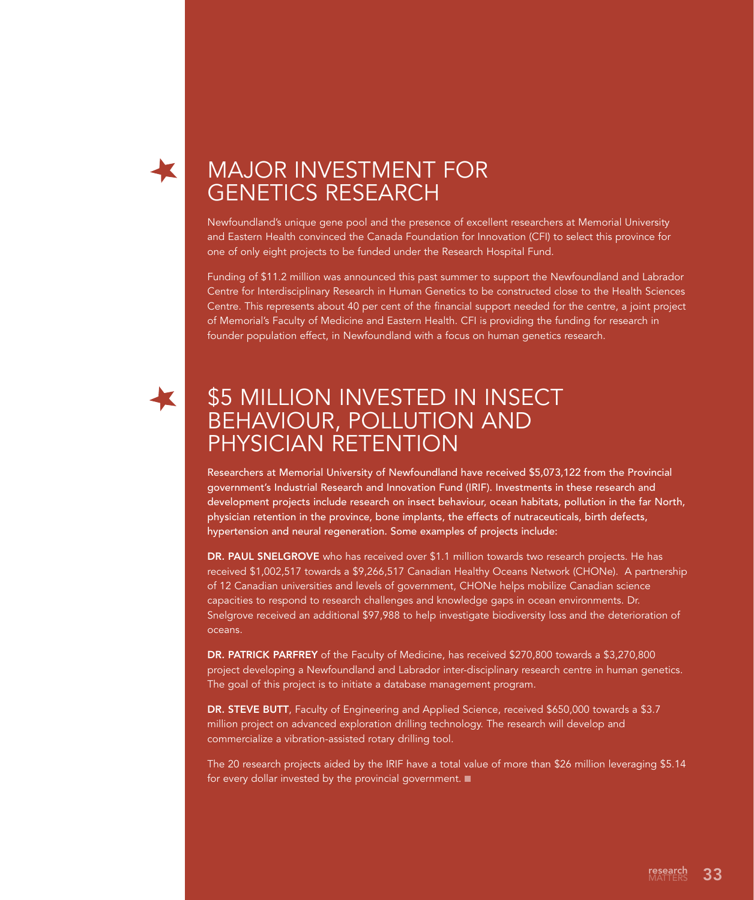# MAJOR INVESTMENT FOR GENETICS RESEARCH

Newfoundland's unique gene pool and the presence of excellent researchers at Memorial University and Eastern Health convinced the Canada Foundation for Innovation (CFI) to select this province for one of only eight projects to be funded under the Research Hospital Fund.

Funding of $11.2 million was announced this past summer to support the Newfoundland and Labrador Centre for Interdisciplinary Research in Human Genetics to be constructed close to the Health Sciences Centre. This represents about 40 per cent of the financial support needed for the centre, a joint project of Memorial's Faculty of Medicine and Eastern Health. CFI is providing the funding for research in founder population effect, in Newfoundland with a focus on human genetics research.

# $5 MILLION INVESTED IN INSECT BEHAVIOUR, POLLUTION AND PHYSICIAN RETENTION

**Researchers at Memorial University of Newfoundland have received $5,073,122 from the Provincial government's Industrial Research and Innovation Fund (IRIF). Investments in these research and development projects include research on insect behaviour, ocean habitats, pollution in the far North, physician retention in the province, bone implants, the effects of nutraceuticals, birth defects, hypertension and neural regeneration. Some examples of projects include:**

**DR. PAUL SNELGROVE** who has received over $1.1 million towards two research projects. He has received $1,002,517 towards a $9,266,517 Canadian Healthy Oceans Network (CHONe). A partnership of 12 Canadian universities and levels of government, CHONe helps mobilize Canadian science capacities to respond to research challenges and knowledge gaps in ocean environments. Dr. Snelgrove received an additional $97,988 to help investigate biodiversity loss and the deterioration of oceans.

**DR. PATRICK PARFREY** of the Faculty of Medicine, has received $270,800 towards a $3,270,800 project developing a Newfoundland and Labrador inter-disciplinary research centre in human genetics. The goal of this project is to initiate a database management program.

**DR. STEVE BUTT**, Faculty of Engineering and Applied Science, received $650,000 towards a $3.7 million project on advanced exploration drilling technology. The research will develop and commercialize a vibration-assisted rotary drilling tool.

The 20 research projects aided by the IRIF have a total value of more than $26 million leveraging $5.14 for every dollar invested by the provincial government. ■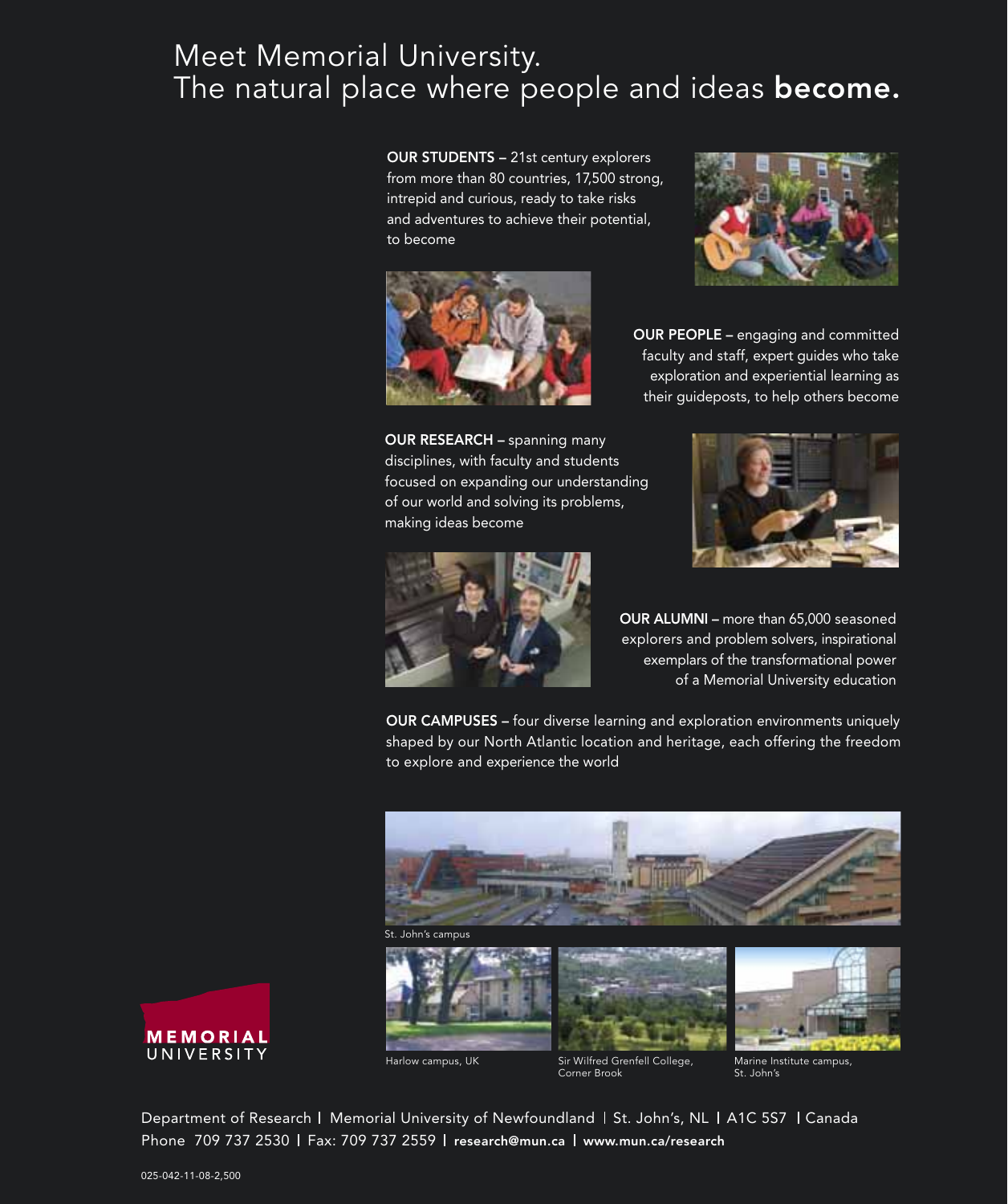# Meet Memorial University.
# The natural place where people and ideas **become.**

**OUR STUDENTS –** 21st century explorers from more than 80 countries, 17,500 strong, intrepid and curious, ready to take risks and adventures to achieve their potential, to become

**OUR PEOPLE –** engaging and committed faculty and staff, expert guides who take exploration and experiential learning as their guideposts, to help others become

**OUR RESEARCH –** spanning many disciplines, with faculty and students focused on expanding our understanding of our world and solving its problems, making ideas become

**OUR ALUMNI –** more than 65,000 seasoned explorers and problem solvers, inspirational exemplars of the transformational power of a Memorial University education

**OUR CAMPUSES –** four diverse learning and exploration environments uniquely shaped by our North Atlantic location and heritage, each offering the freedom to explore and experience the world

St. John's campus

Harlow campus, UK

Sir Wilfred Grenfell College, Corner Brook

Marine Institute campus, St. John's

MEMORIAL UNIVERSITY

Department of Research | Memorial University of Newfoundland | St. John's, NL | A1C 5S7 | Canada
Phone 709 737 2530 | Fax: 709 737 2559 | **research@mun.ca** | **www.mun.ca/research**

025-042-11-08-2,500